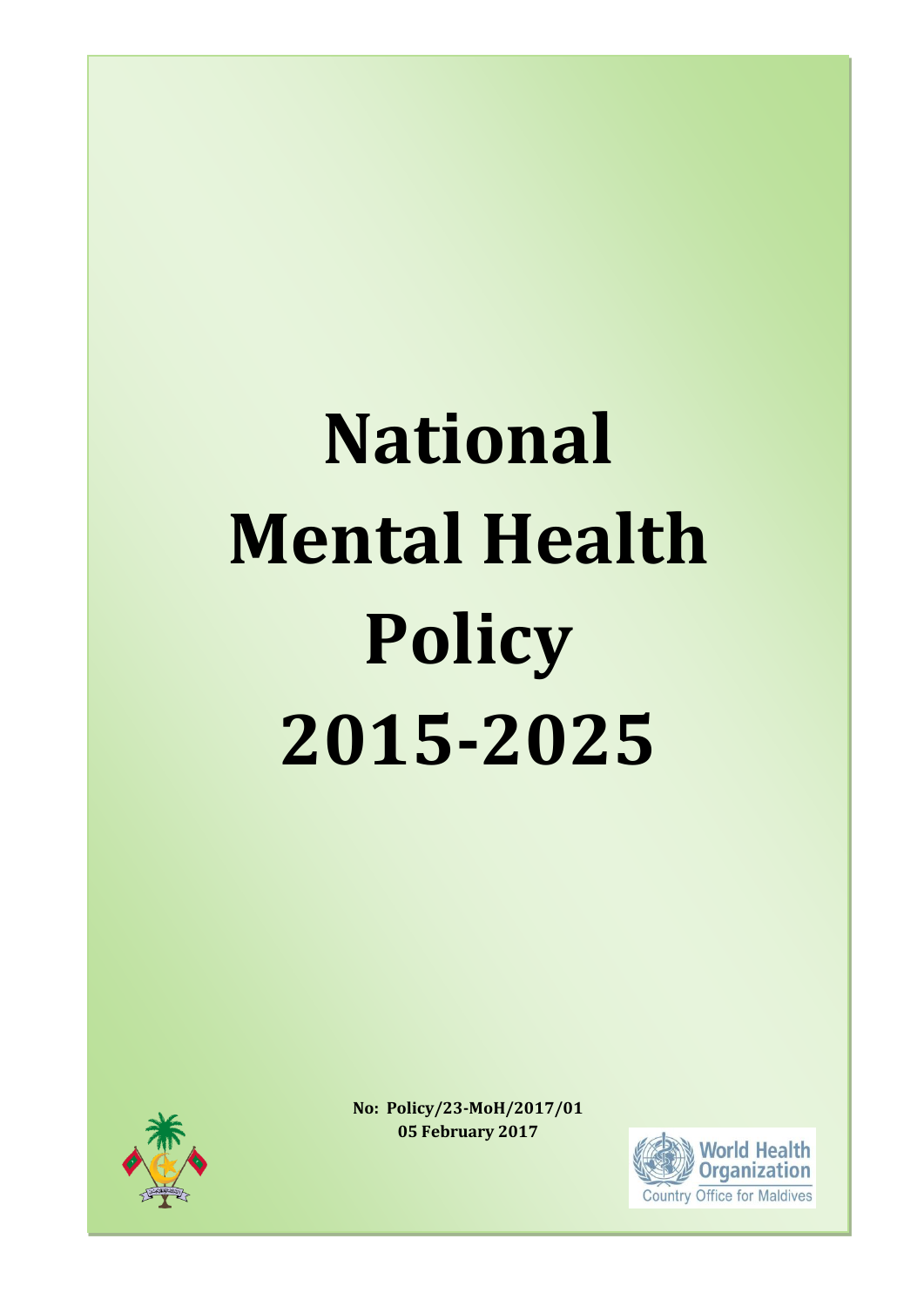# National Mental Health Policy 2015-2025

**No: Policy/23-MoH/2017/01**
**05 February 2017**

World Health Organization
Country Office for Maldives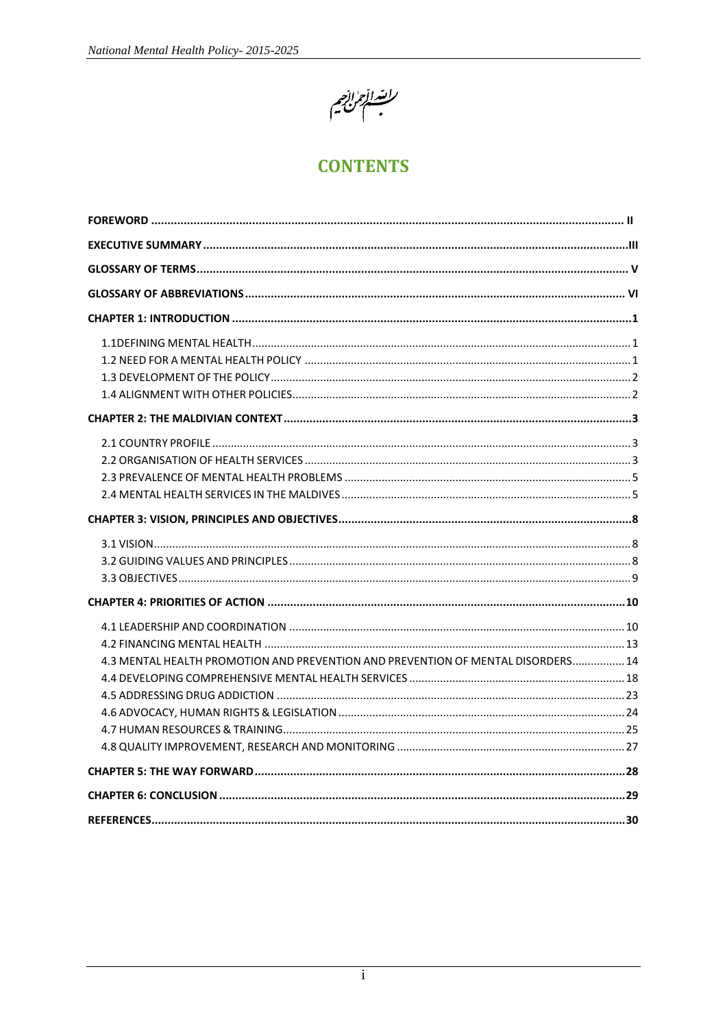بسم الله الرحمن الرحيم

# CONTENTS

**FOREWORD** ........ II

**EXECUTIVE SUMMARY** ........ III

**GLOSSARY OF TERMS** ........ V

**GLOSSARY OF ABBREVIATIONS** ........ VI

**CHAPTER 1: INTRODUCTION** ........ 1

- 1.1DEFINING MENTAL HEALTH ........ 1
- 1.2 NEED FOR A MENTAL HEALTH POLICY ........ 1
- 1.3 DEVELOPMENT OF THE POLICY ........ 2
- 1.4 ALIGNMENT WITH OTHER POLICIES ........ 2

**CHAPTER 2: THE MALDIVIAN CONTEXT** ........ 3

- 2.1 COUNTRY PROFILE ........ 3
- 2.2 ORGANISATION OF HEALTH SERVICES ........ 3
- 2.3 PREVALENCE OF MENTAL HEALTH PROBLEMS ........ 5
- 2.4 MENTAL HEALTH SERVICES IN THE MALDIVES ........ 5

**CHAPTER 3: VISION, PRINCIPLES AND OBJECTIVES** ........ 8

- 3.1 VISION ........ 8
- 3.2 GUIDING VALUES AND PRINCIPLES ........ 8
- 3.3 OBJECTIVES ........ 9

**CHAPTER 4: PRIORITIES OF ACTION** ........ 10

- 4.1 LEADERSHIP AND COORDINATION ........ 10
- 4.2 FINANCING MENTAL HEALTH ........ 13
- 4.3 MENTAL HEALTH PROMOTION AND PREVENTION AND PREVENTION OF MENTAL DISORDERS ........ 14
- 4.4 DEVELOPING COMPREHENSIVE MENTAL HEALTH SERVICES ........ 18
- 4.5 ADDRESSING DRUG ADDICTION ........ 23
- 4.6 ADVOCACY, HUMAN RIGHTS & LEGISLATION ........ 24
- 4.7 HUMAN RESOURCES & TRAINING ........ 25
- 4.8 QUALITY IMPROVEMENT, RESEARCH AND MONITORING ........ 27

**CHAPTER 5: THE WAY FORWARD** ........ 28

**CHAPTER 6: CONCLUSION** ........ 29

**REFERENCES** ........ 30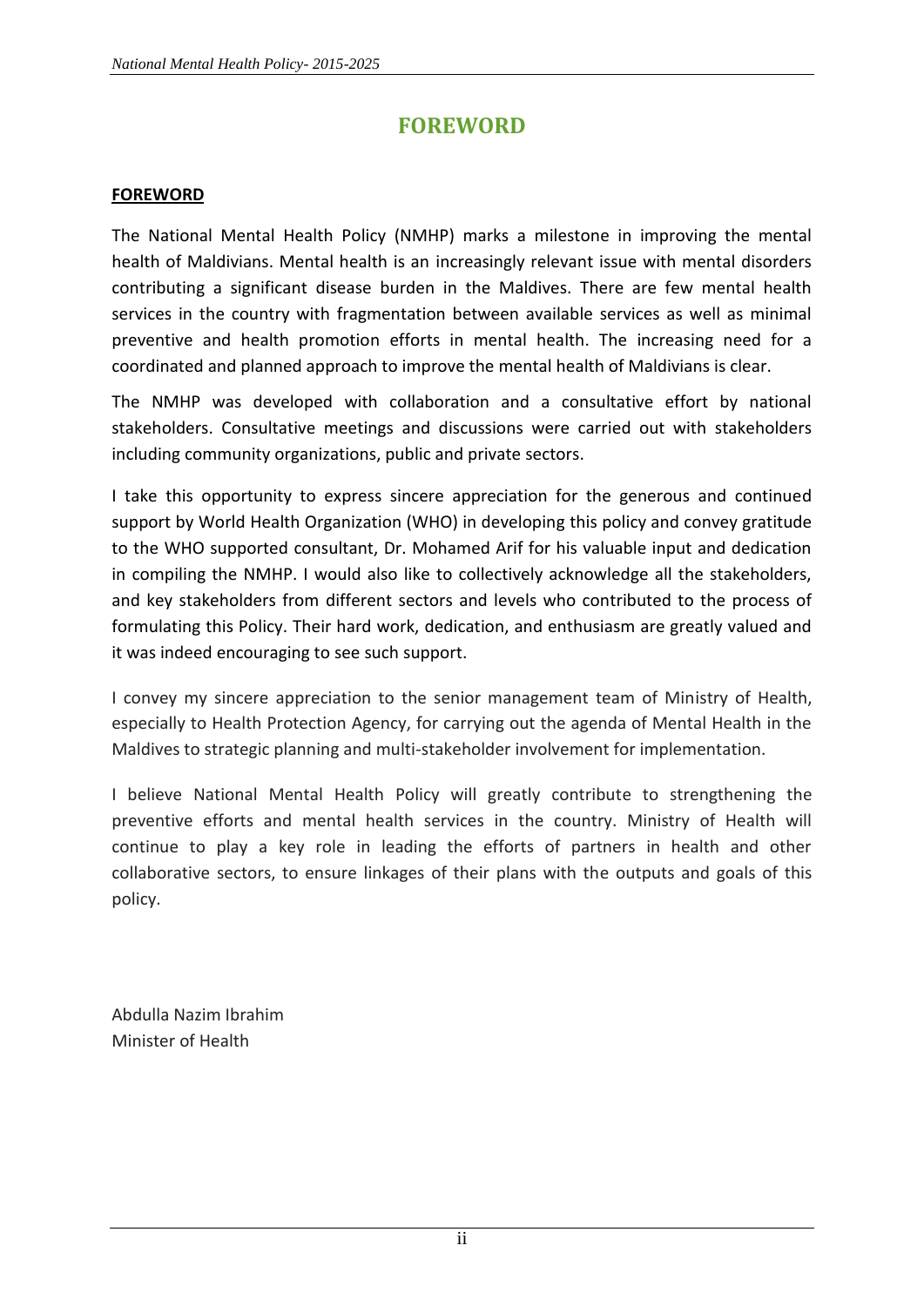# FOREWORD

**FOREWORD**

The National Mental Health Policy (NMHP) marks a milestone in improving the mental health of Maldivians. Mental health is an increasingly relevant issue with mental disorders contributing a significant disease burden in the Maldives. There are few mental health services in the country with fragmentation between available services as well as minimal preventive and health promotion efforts in mental health. The increasing need for a coordinated and planned approach to improve the mental health of Maldivians is clear.

The NMHP was developed with collaboration and a consultative effort by national stakeholders. Consultative meetings and discussions were carried out with stakeholders including community organizations, public and private sectors.

I take this opportunity to express sincere appreciation for the generous and continued support by World Health Organization (WHO) in developing this policy and convey gratitude to the WHO supported consultant, Dr. Mohamed Arif for his valuable input and dedication in compiling the NMHP. I would also like to collectively acknowledge all the stakeholders, and key stakeholders from different sectors and levels who contributed to the process of formulating this Policy. Their hard work, dedication, and enthusiasm are greatly valued and it was indeed encouraging to see such support.

I convey my sincere appreciation to the senior management team of Ministry of Health, especially to Health Protection Agency, for carrying out the agenda of Mental Health in the Maldives to strategic planning and multi-stakeholder involvement for implementation.

I believe National Mental Health Policy will greatly contribute to strengthening the preventive efforts and mental health services in the country. Ministry of Health will continue to play a key role in leading the efforts of partners in health and other collaborative sectors, to ensure linkages of their plans with the outputs and goals of this policy.

Abdulla Nazim Ibrahim
Minister of Health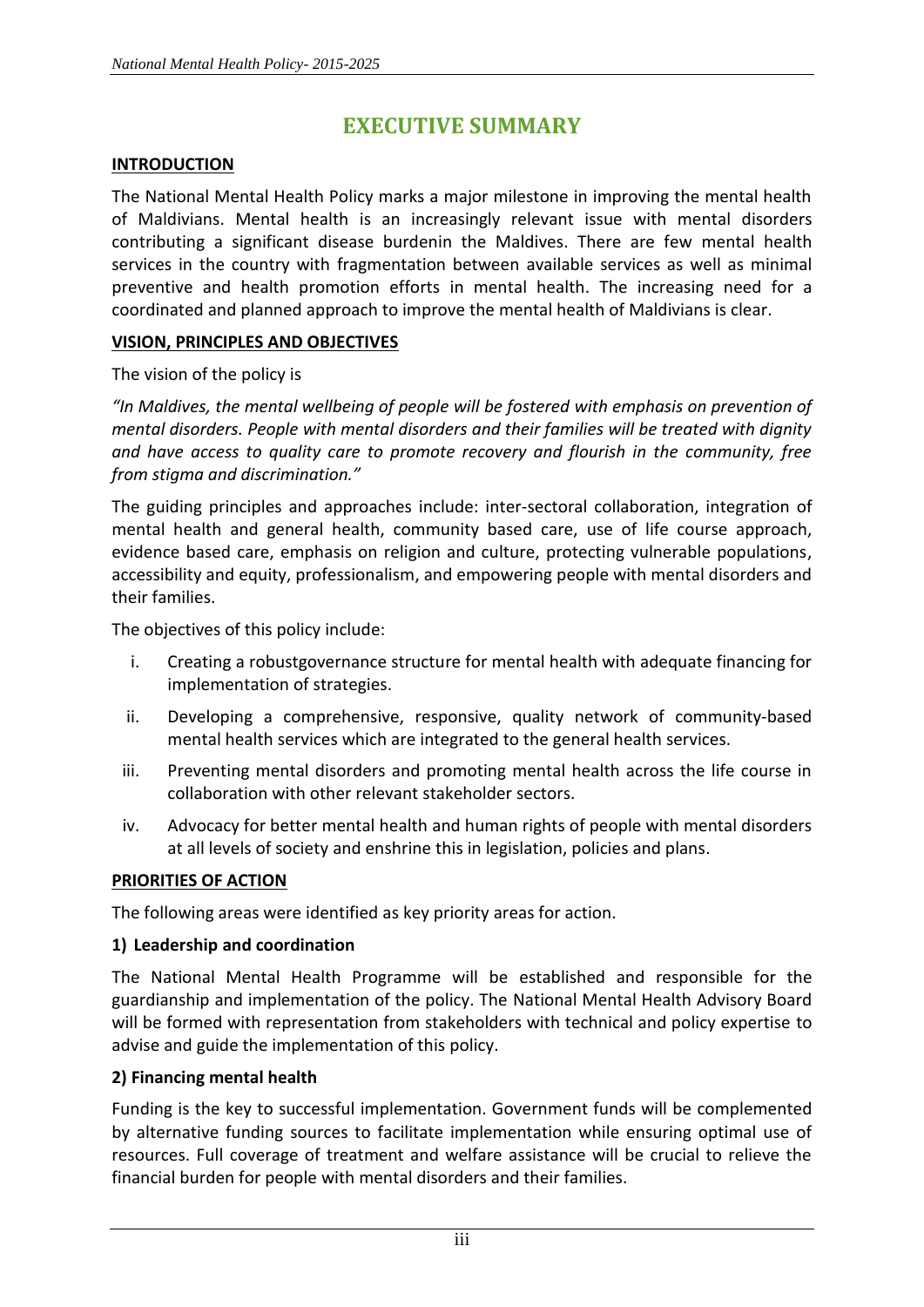# EXECUTIVE SUMMARY

**INTRODUCTION**

The National Mental Health Policy marks a major milestone in improving the mental health of Maldivians. Mental health is an increasingly relevant issue with mental disorders contributing a significant disease burdenin the Maldives. There are few mental health services in the country with fragmentation between available services as well as minimal preventive and health promotion efforts in mental health. The increasing need for a coordinated and planned approach to improve the mental health of Maldivians is clear.

**VISION, PRINCIPLES AND OBJECTIVES**

The vision of the policy is

*"In Maldives, the mental wellbeing of people will be fostered with emphasis on prevention of mental disorders. People with mental disorders and their families will be treated with dignity and have access to quality care to promote recovery and flourish in the community, free from stigma and discrimination."*

The guiding principles and approaches include: inter-sectoral collaboration, integration of mental health and general health, community based care, use of life course approach, evidence based care, emphasis on religion and culture, protecting vulnerable populations, accessibility and equity, professionalism, and empowering people with mental disorders and their families.

The objectives of this policy include:

i. Creating a robustgovernance structure for mental health with adequate financing for implementation of strategies.

ii. Developing a comprehensive, responsive, quality network of community-based mental health services which are integrated to the general health services.

iii. Preventing mental disorders and promoting mental health across the life course in collaboration with other relevant stakeholder sectors.

iv. Advocacy for better mental health and human rights of people with mental disorders at all levels of society and enshrine this in legislation, policies and plans.

**PRIORITIES OF ACTION**

The following areas were identified as key priority areas for action.

**1) Leadership and coordination**

The National Mental Health Programme will be established and responsible for the guardianship and implementation of the policy. The National Mental Health Advisory Board will be formed with representation from stakeholders with technical and policy expertise to advise and guide the implementation of this policy.

**2) Financing mental health**

Funding is the key to successful implementation. Government funds will be complemented by alternative funding sources to facilitate implementation while ensuring optimal use of resources. Full coverage of treatment and welfare assistance will be crucial to relieve the financial burden for people with mental disorders and their families.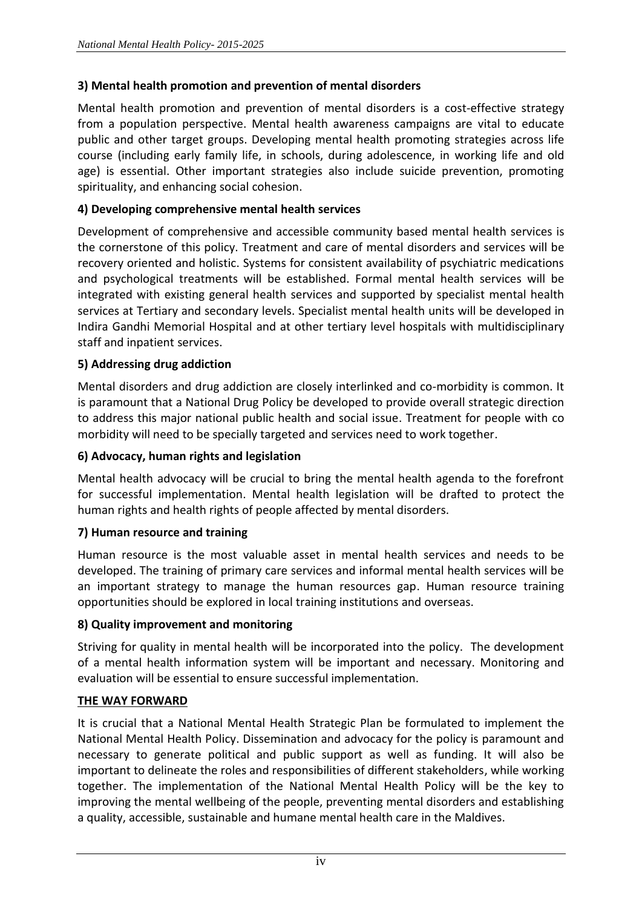**3) Mental health promotion and prevention of mental disorders**

Mental health promotion and prevention of mental disorders is a cost-effective strategy from a population perspective. Mental health awareness campaigns are vital to educate public and other target groups. Developing mental health promoting strategies across life course (including early family life, in schools, during adolescence, in working life and old age) is essential. Other important strategies also include suicide prevention, promoting spirituality, and enhancing social cohesion.

**4) Developing comprehensive mental health services**

Development of comprehensive and accessible community based mental health services is the cornerstone of this policy. Treatment and care of mental disorders and services will be recovery oriented and holistic. Systems for consistent availability of psychiatric medications and psychological treatments will be established. Formal mental health services will be integrated with existing general health services and supported by specialist mental health services at Tertiary and secondary levels. Specialist mental health units will be developed in Indira Gandhi Memorial Hospital and at other tertiary level hospitals with multidisciplinary staff and inpatient services.

**5) Addressing drug addiction**

Mental disorders and drug addiction are closely interlinked and co-morbidity is common. It is paramount that a National Drug Policy be developed to provide overall strategic direction to address this major national public health and social issue. Treatment for people with co morbidity will need to be specially targeted and services need to work together.

**6) Advocacy, human rights and legislation**

Mental health advocacy will be crucial to bring the mental health agenda to the forefront for successful implementation. Mental health legislation will be drafted to protect the human rights and health rights of people affected by mental disorders.

**7) Human resource and training**

Human resource is the most valuable asset in mental health services and needs to be developed. The training of primary care services and informal mental health services will be an important strategy to manage the human resources gap. Human resource training opportunities should be explored in local training institutions and overseas.

**8) Quality improvement and monitoring**

Striving for quality in mental health will be incorporated into the policy. The development of a mental health information system will be important and necessary. Monitoring and evaluation will be essential to ensure successful implementation.

**THE WAY FORWARD**

It is crucial that a National Mental Health Strategic Plan be formulated to implement the National Mental Health Policy. Dissemination and advocacy for the policy is paramount and necessary to generate political and public support as well as funding. It will also be important to delineate the roles and responsibilities of different stakeholders, while working together. The implementation of the National Mental Health Policy will be the key to improving the mental wellbeing of the people, preventing mental disorders and establishing a quality, accessible, sustainable and humane mental health care in the Maldives.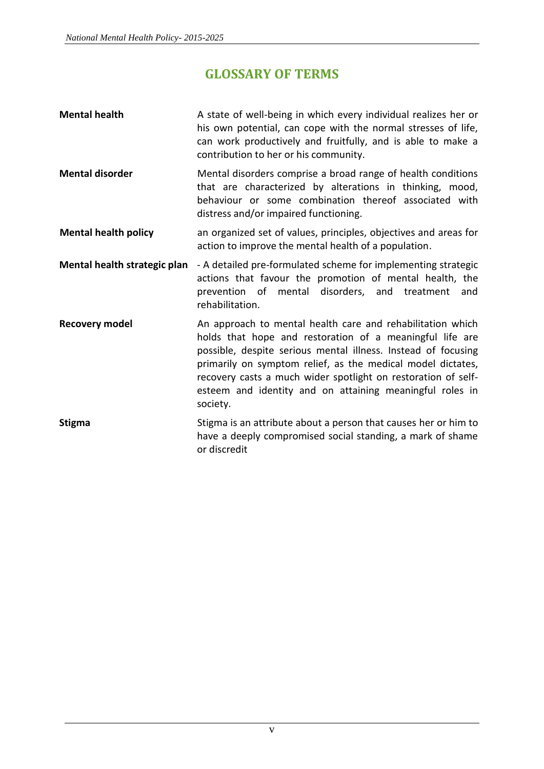## GLOSSARY OF TERMS

| | |
|---|---|
| **Mental health** | A state of well-being in which every individual realizes her or his own potential, can cope with the normal stresses of life, can work productively and fruitfully, and is able to make a contribution to her or his community. |
| **Mental disorder** | Mental disorders comprise a broad range of health conditions that are characterized by alterations in thinking, mood, behaviour or some combination thereof associated with distress and/or impaired functioning. |
| **Mental health policy** | an organized set of values, principles, objectives and areas for action to improve the mental health of a population. |
| **Mental health strategic plan** | - A detailed pre-formulated scheme for implementing strategic actions that favour the promotion of mental health, the prevention of mental disorders, and treatment and rehabilitation. |
| **Recovery model** | An approach to mental health care and rehabilitation which holds that hope and restoration of a meaningful life are possible, despite serious mental illness. Instead of focusing primarily on symptom relief, as the medical model dictates, recovery casts a much wider spotlight on restoration of self-esteem and identity and on attaining meaningful roles in society. |
| **Stigma** | Stigma is an attribute about a person that causes her or him to have a deeply compromised social standing, a mark of shame or discredit |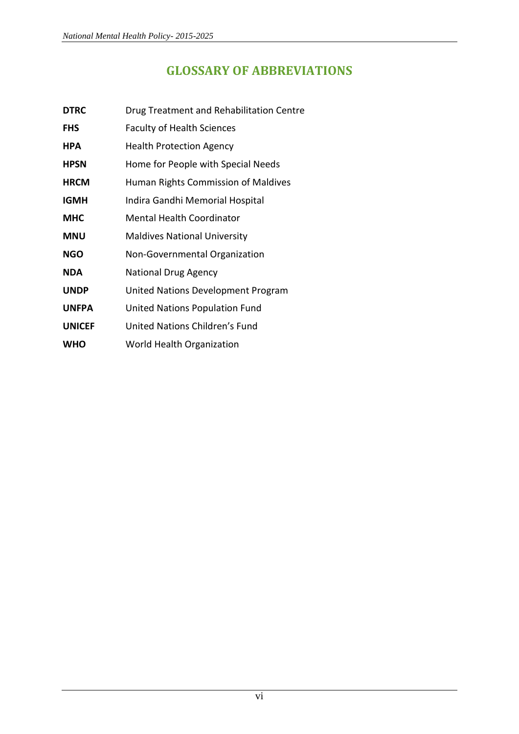# GLOSSARY OF ABBREVIATIONS

| | |
|---|---|
| **DTRC** | Drug Treatment and Rehabilitation Centre |
| **FHS** | Faculty of Health Sciences |
| **HPA** | Health Protection Agency |
| **HPSN** | Home for People with Special Needs |
| **HRCM** | Human Rights Commission of Maldives |
| **IGMH** | Indira Gandhi Memorial Hospital |
| **MHC** | Mental Health Coordinator |
| **MNU** | Maldives National University |
| **NGO** | Non-Governmental Organization |
| **NDA** | National Drug Agency |
| **UNDP** | United Nations Development Program |
| **UNFPA** | United Nations Population Fund |
| **UNICEF** | United Nations Children's Fund |
| **WHO** | World Health Organization |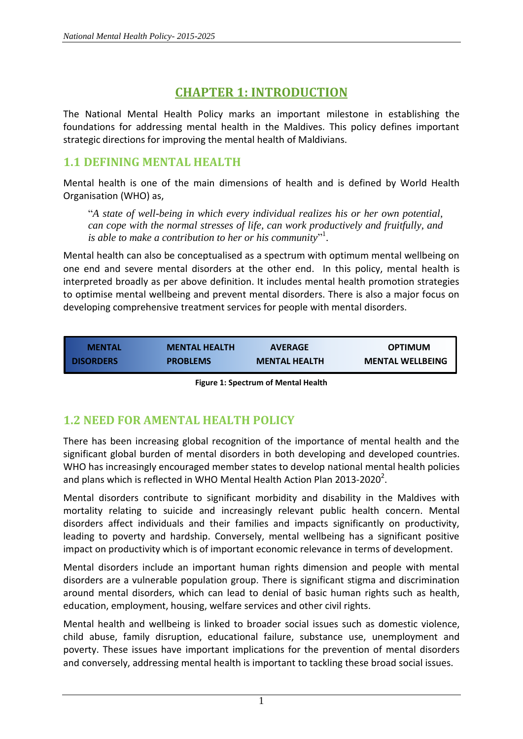# CHAPTER 1: INTRODUCTION

The National Mental Health Policy marks an important milestone in establishing the foundations for addressing mental health in the Maldives. This policy defines important strategic directions for improving the mental health of Maldivians.

## 1.1 DEFINING MENTAL HEALTH

Mental health is one of the main dimensions of health and is defined by World Health Organisation (WHO) as,

> "*A state of well-being in which every individual realizes his or her own potential, can cope with the normal stresses of life, can work productively and fruitfully, and is able to make a contribution to her or his community*"[1].

Mental health can also be conceptualised as a spectrum with optimum mental wellbeing on one end and severe mental disorders at the other end. In this policy, mental health is interpreted broadly as per above definition. It includes mental health promotion strategies to optimise mental wellbeing and prevent mental disorders. There is also a major focus on developing comprehensive treatment services for people with mental disorders.

| MENTAL DISORDERS | MENTAL HEALTH PROBLEMS | AVERAGE MENTAL HEALTH | OPTIMUM MENTAL WELLBEING |
|---|---|---|---|

**Figure 1: Spectrum of Mental Health**

## 1.2 NEED FOR AMENTAL HEALTH POLICY

There has been increasing global recognition of the importance of mental health and the significant global burden of mental disorders in both developing and developed countries. WHO has increasingly encouraged member states to develop national mental health policies and plans which is reflected in WHO Mental Health Action Plan 2013-2020[2].

Mental disorders contribute to significant morbidity and disability in the Maldives with mortality relating to suicide and increasingly relevant public health concern. Mental disorders affect individuals and their families and impacts significantly on productivity, leading to poverty and hardship. Conversely, mental wellbeing has a significant positive impact on productivity which is of important economic relevance in terms of development.

Mental disorders include an important human rights dimension and people with mental disorders are a vulnerable population group. There is significant stigma and discrimination around mental disorders, which can lead to denial of basic human rights such as health, education, employment, housing, welfare services and other civil rights.

Mental health and wellbeing is linked to broader social issues such as domestic violence, child abuse, family disruption, educational failure, substance use, unemployment and poverty. These issues have important implications for the prevention of mental disorders and conversely, addressing mental health is important to tackling these broad social issues.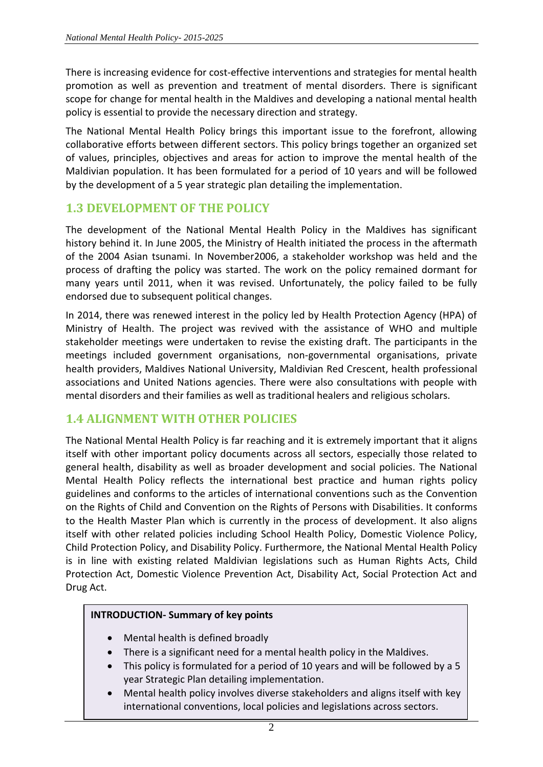There is increasing evidence for cost-effective interventions and strategies for mental health promotion as well as prevention and treatment of mental disorders. There is significant scope for change for mental health in the Maldives and developing a national mental health policy is essential to provide the necessary direction and strategy.

The National Mental Health Policy brings this important issue to the forefront, allowing collaborative efforts between different sectors. This policy brings together an organized set of values, principles, objectives and areas for action to improve the mental health of the Maldivian population. It has been formulated for a period of 10 years and will be followed by the development of a 5 year strategic plan detailing the implementation.

## 1.3 DEVELOPMENT OF THE POLICY

The development of the National Mental Health Policy in the Maldives has significant history behind it. In June 2005, the Ministry of Health initiated the process in the aftermath of the 2004 Asian tsunami. In November2006, a stakeholder workshop was held and the process of drafting the policy was started. The work on the policy remained dormant for many years until 2011, when it was revised. Unfortunately, the policy failed to be fully endorsed due to subsequent political changes.

In 2014, there was renewed interest in the policy led by Health Protection Agency (HPA) of Ministry of Health. The project was revived with the assistance of WHO and multiple stakeholder meetings were undertaken to revise the existing draft. The participants in the meetings included government organisations, non-governmental organisations, private health providers, Maldives National University, Maldivian Red Crescent, health professional associations and United Nations agencies. There were also consultations with people with mental disorders and their families as well as traditional healers and religious scholars.

## 1.4 ALIGNMENT WITH OTHER POLICIES

The National Mental Health Policy is far reaching and it is extremely important that it aligns itself with other important policy documents across all sectors, especially those related to general health, disability as well as broader development and social policies. The National Mental Health Policy reflects the international best practice and human rights policy guidelines and conforms to the articles of international conventions such as the Convention on the Rights of Child and Convention on the Rights of Persons with Disabilities. It conforms to the Health Master Plan which is currently in the process of development. It also aligns itself with other related policies including School Health Policy, Domestic Violence Policy, Child Protection Policy, and Disability Policy. Furthermore, the National Mental Health Policy is in line with existing related Maldivian legislations such as Human Rights Acts, Child Protection Act, Domestic Violence Prevention Act, Disability Act, Social Protection Act and Drug Act.

**INTRODUCTION- Summary of key points**

- Mental health is defined broadly
- There is a significant need for a mental health policy in the Maldives.
- This policy is formulated for a period of 10 years and will be followed by a 5 year Strategic Plan detailing implementation.
- Mental health policy involves diverse stakeholders and aligns itself with key international conventions, local policies and legislations across sectors.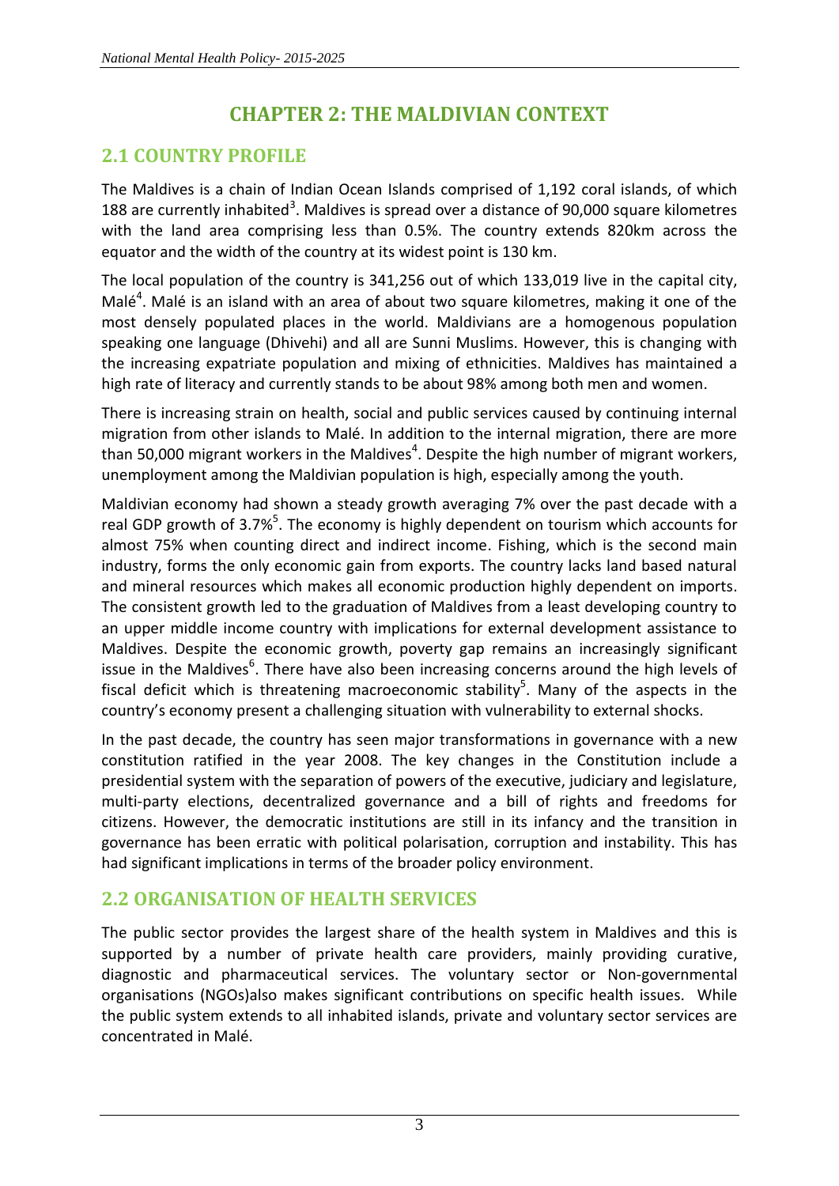# CHAPTER 2: THE MALDIVIAN CONTEXT

## 2.1 COUNTRY PROFILE

The Maldives is a chain of Indian Ocean Islands comprised of 1,192 coral islands, of which 188 are currently inhabited[3]. Maldives is spread over a distance of 90,000 square kilometres with the land area comprising less than 0.5%. The country extends 820km across the equator and the width of the country at its widest point is 130 km.

The local population of the country is 341,256 out of which 133,019 live in the capital city, Malé[4]. Malé is an island with an area of about two square kilometres, making it one of the most densely populated places in the world. Maldivians are a homogenous population speaking one language (Dhivehi) and all are Sunni Muslims. However, this is changing with the increasing expatriate population and mixing of ethnicities. Maldives has maintained a high rate of literacy and currently stands to be about 98% among both men and women.

There is increasing strain on health, social and public services caused by continuing internal migration from other islands to Malé. In addition to the internal migration, there are more than 50,000 migrant workers in the Maldives[4]. Despite the high number of migrant workers, unemployment among the Maldivian population is high, especially among the youth.

Maldivian economy had shown a steady growth averaging 7% over the past decade with a real GDP growth of 3.7%[5]. The economy is highly dependent on tourism which accounts for almost 75% when counting direct and indirect income. Fishing, which is the second main industry, forms the only economic gain from exports. The country lacks land based natural and mineral resources which makes all economic production highly dependent on imports. The consistent growth led to the graduation of Maldives from a least developing country to an upper middle income country with implications for external development assistance to Maldives. Despite the economic growth, poverty gap remains an increasingly significant issue in the Maldives[6]. There have also been increasing concerns around the high levels of fiscal deficit which is threatening macroeconomic stability[5]. Many of the aspects in the country's economy present a challenging situation with vulnerability to external shocks.

In the past decade, the country has seen major transformations in governance with a new constitution ratified in the year 2008. The key changes in the Constitution include a presidential system with the separation of powers of the executive, judiciary and legislature, multi-party elections, decentralized governance and a bill of rights and freedoms for citizens. However, the democratic institutions are still in its infancy and the transition in governance has been erratic with political polarisation, corruption and instability. This has had significant implications in terms of the broader policy environment.

## 2.2 ORGANISATION OF HEALTH SERVICES

The public sector provides the largest share of the health system in Maldives and this is supported by a number of private health care providers, mainly providing curative, diagnostic and pharmaceutical services. The voluntary sector or Non-governmental organisations (NGOs)also makes significant contributions on specific health issues. While the public system extends to all inhabited islands, private and voluntary sector services are concentrated in Malé.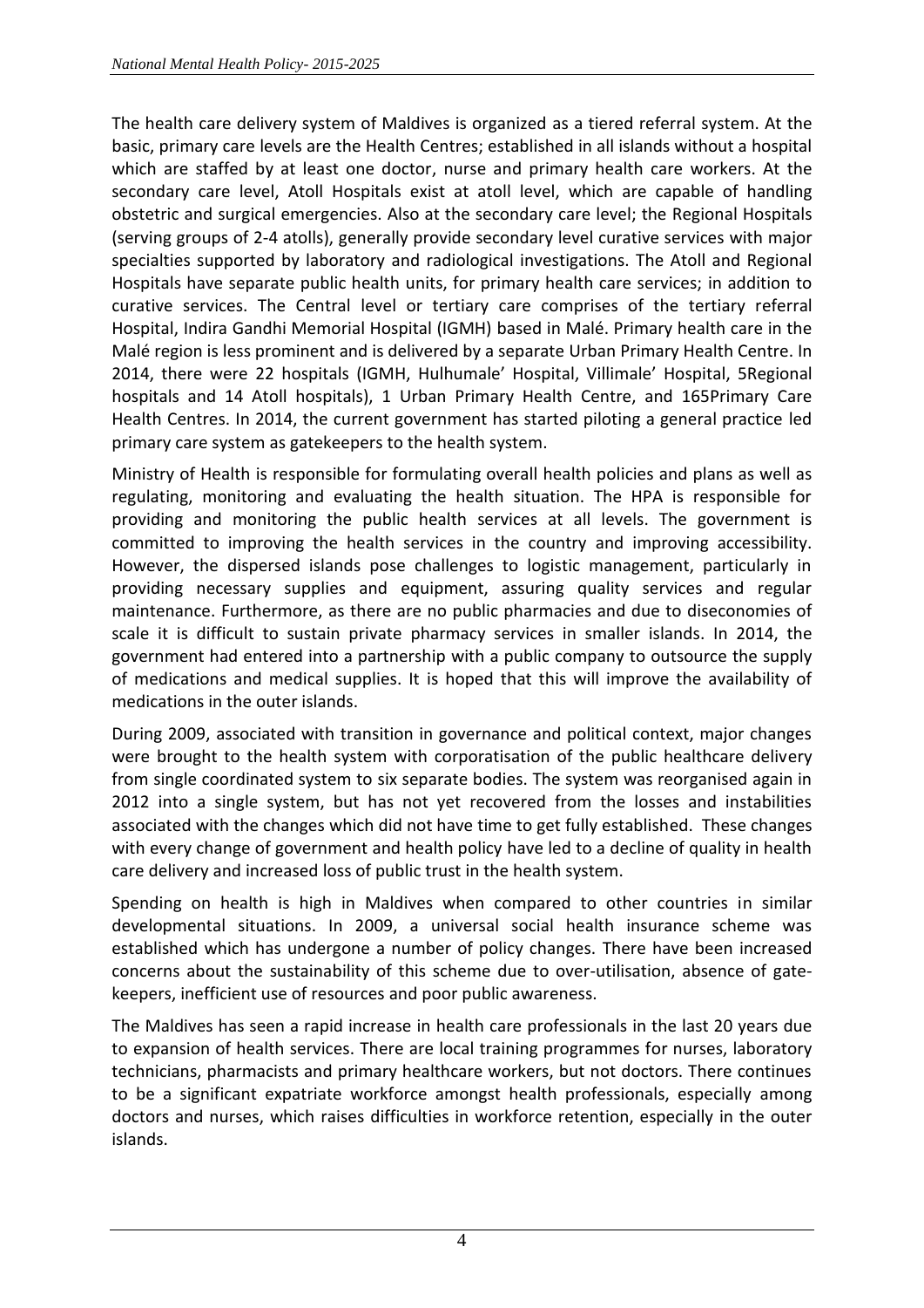The health care delivery system of Maldives is organized as a tiered referral system. At the basic, primary care levels are the Health Centres; established in all islands without a hospital which are staffed by at least one doctor, nurse and primary health care workers. At the secondary care level, Atoll Hospitals exist at atoll level, which are capable of handling obstetric and surgical emergencies. Also at the secondary care level; the Regional Hospitals (serving groups of 2-4 atolls), generally provide secondary level curative services with major specialties supported by laboratory and radiological investigations. The Atoll and Regional Hospitals have separate public health units, for primary health care services; in addition to curative services. The Central level or tertiary care comprises of the tertiary referral Hospital, Indira Gandhi Memorial Hospital (IGMH) based in Malé. Primary health care in the Malé region is less prominent and is delivered by a separate Urban Primary Health Centre. In 2014, there were 22 hospitals (IGMH, Hulhumale' Hospital, Villimale' Hospital, 5Regional hospitals and 14 Atoll hospitals), 1 Urban Primary Health Centre, and 165Primary Care Health Centres. In 2014, the current government has started piloting a general practice led primary care system as gatekeepers to the health system.

Ministry of Health is responsible for formulating overall health policies and plans as well as regulating, monitoring and evaluating the health situation. The HPA is responsible for providing and monitoring the public health services at all levels. The government is committed to improving the health services in the country and improving accessibility. However, the dispersed islands pose challenges to logistic management, particularly in providing necessary supplies and equipment, assuring quality services and regular maintenance. Furthermore, as there are no public pharmacies and due to diseconomies of scale it is difficult to sustain private pharmacy services in smaller islands. In 2014, the government had entered into a partnership with a public company to outsource the supply of medications and medical supplies. It is hoped that this will improve the availability of medications in the outer islands.

During 2009, associated with transition in governance and political context, major changes were brought to the health system with corporatisation of the public healthcare delivery from single coordinated system to six separate bodies. The system was reorganised again in 2012 into a single system, but has not yet recovered from the losses and instabilities associated with the changes which did not have time to get fully established. These changes with every change of government and health policy have led to a decline of quality in health care delivery and increased loss of public trust in the health system.

Spending on health is high in Maldives when compared to other countries in similar developmental situations. In 2009, a universal social health insurance scheme was established which has undergone a number of policy changes. There have been increased concerns about the sustainability of this scheme due to over-utilisation, absence of gate-keepers, inefficient use of resources and poor public awareness.

The Maldives has seen a rapid increase in health care professionals in the last 20 years due to expansion of health services. There are local training programmes for nurses, laboratory technicians, pharmacists and primary healthcare workers, but not doctors. There continues to be a significant expatriate workforce amongst health professionals, especially among doctors and nurses, which raises difficulties in workforce retention, especially in the outer islands.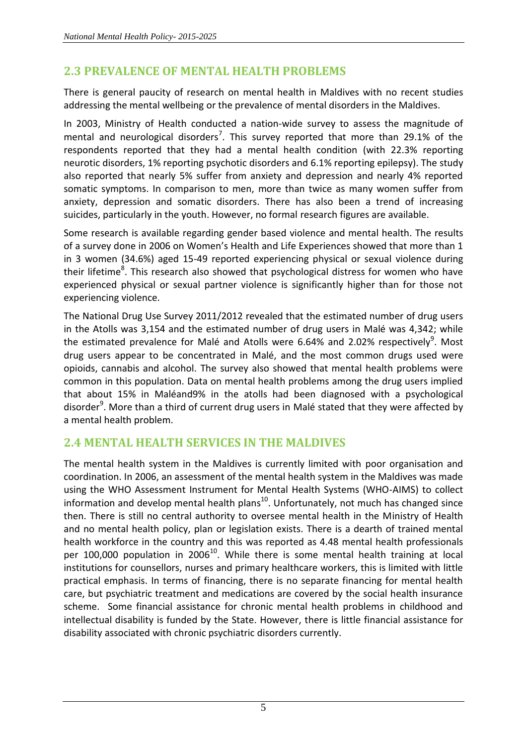## 2.3 PREVALENCE OF MENTAL HEALTH PROBLEMS

There is general paucity of research on mental health in Maldives with no recent studies addressing the mental wellbeing or the prevalence of mental disorders in the Maldives.

In 2003, Ministry of Health conducted a nation-wide survey to assess the magnitude of mental and neurological disorders[7]. This survey reported that more than 29.1% of the respondents reported that they had a mental health condition (with 22.3% reporting neurotic disorders, 1% reporting psychotic disorders and 6.1% reporting epilepsy). The study also reported that nearly 5% suffer from anxiety and depression and nearly 4% reported somatic symptoms. In comparison to men, more than twice as many women suffer from anxiety, depression and somatic disorders. There has also been a trend of increasing suicides, particularly in the youth. However, no formal research figures are available.

Some research is available regarding gender based violence and mental health. The results of a survey done in 2006 on Women's Health and Life Experiences showed that more than 1 in 3 women (34.6%) aged 15-49 reported experiencing physical or sexual violence during their lifetime[8]. This research also showed that psychological distress for women who have experienced physical or sexual partner violence is significantly higher than for those not experiencing violence.

The National Drug Use Survey 2011/2012 revealed that the estimated number of drug users in the Atolls was 3,154 and the estimated number of drug users in Malé was 4,342; while the estimated prevalence for Malé and Atolls were 6.64% and 2.02% respectively[9]. Most drug users appear to be concentrated in Malé, and the most common drugs used were opioids, cannabis and alcohol. The survey also showed that mental health problems were common in this population. Data on mental health problems among the drug users implied that about 15% in Maléand9% in the atolls had been diagnosed with a psychological disorder[9]. More than a third of current drug users in Malé stated that they were affected by a mental health problem.

## 2.4 MENTAL HEALTH SERVICES IN THE MALDIVES

The mental health system in the Maldives is currently limited with poor organisation and coordination. In 2006, an assessment of the mental health system in the Maldives was made using the WHO Assessment Instrument for Mental Health Systems (WHO-AIMS) to collect information and develop mental health plans[10]. Unfortunately, not much has changed since then. There is still no central authority to oversee mental health in the Ministry of Health and no mental health policy, plan or legislation exists. There is a dearth of trained mental health workforce in the country and this was reported as 4.48 mental health professionals per 100,000 population in 2006[10]. While there is some mental health training at local institutions for counsellors, nurses and primary healthcare workers, this is limited with little practical emphasis. In terms of financing, there is no separate financing for mental health care, but psychiatric treatment and medications are covered by the social health insurance scheme. Some financial assistance for chronic mental health problems in childhood and intellectual disability is funded by the State. However, there is little financial assistance for disability associated with chronic psychiatric disorders currently.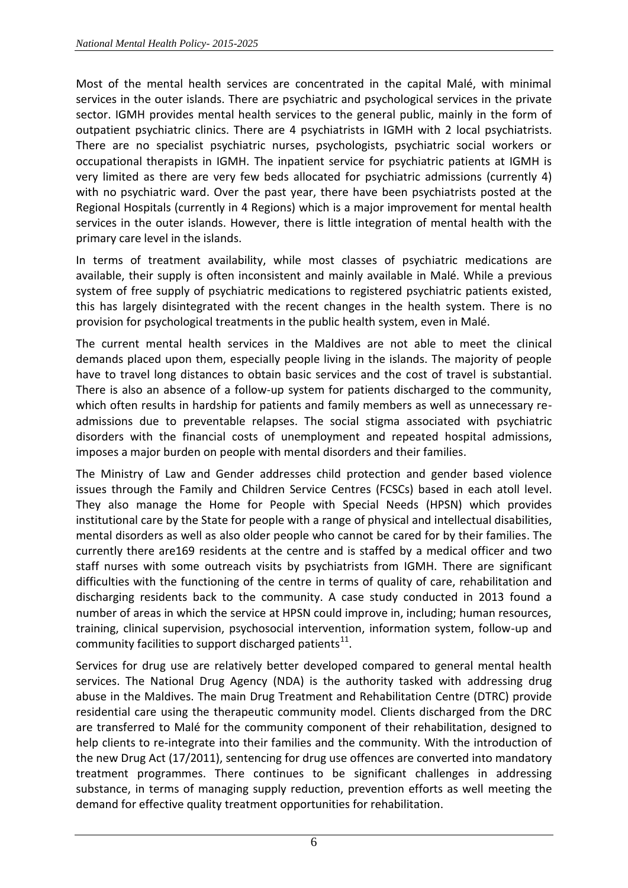Most of the mental health services are concentrated in the capital Malé, with minimal services in the outer islands. There are psychiatric and psychological services in the private sector. IGMH provides mental health services to the general public, mainly in the form of outpatient psychiatric clinics. There are 4 psychiatrists in IGMH with 2 local psychiatrists. There are no specialist psychiatric nurses, psychologists, psychiatric social workers or occupational therapists in IGMH. The inpatient service for psychiatric patients at IGMH is very limited as there are very few beds allocated for psychiatric admissions (currently 4) with no psychiatric ward. Over the past year, there have been psychiatrists posted at the Regional Hospitals (currently in 4 Regions) which is a major improvement for mental health services in the outer islands. However, there is little integration of mental health with the primary care level in the islands.

In terms of treatment availability, while most classes of psychiatric medications are available, their supply is often inconsistent and mainly available in Malé. While a previous system of free supply of psychiatric medications to registered psychiatric patients existed, this has largely disintegrated with the recent changes in the health system. There is no provision for psychological treatments in the public health system, even in Malé.

The current mental health services in the Maldives are not able to meet the clinical demands placed upon them, especially people living in the islands. The majority of people have to travel long distances to obtain basic services and the cost of travel is substantial. There is also an absence of a follow-up system for patients discharged to the community, which often results in hardship for patients and family members as well as unnecessary re-admissions due to preventable relapses. The social stigma associated with psychiatric disorders with the financial costs of unemployment and repeated hospital admissions, imposes a major burden on people with mental disorders and their families.

The Ministry of Law and Gender addresses child protection and gender based violence issues through the Family and Children Service Centres (FCSCs) based in each atoll level. They also manage the Home for People with Special Needs (HPSN) which provides institutional care by the State for people with a range of physical and intellectual disabilities, mental disorders as well as also older people who cannot be cared for by their families. The currently there are169 residents at the centre and is staffed by a medical officer and two staff nurses with some outreach visits by psychiatrists from IGMH. There are significant difficulties with the functioning of the centre in terms of quality of care, rehabilitation and discharging residents back to the community. A case study conducted in 2013 found a number of areas in which the service at HPSN could improve in, including; human resources, training, clinical supervision, psychosocial intervention, information system, follow-up and community facilities to support discharged patients[11].

Services for drug use are relatively better developed compared to general mental health services. The National Drug Agency (NDA) is the authority tasked with addressing drug abuse in the Maldives. The main Drug Treatment and Rehabilitation Centre (DTRC) provide residential care using the therapeutic community model. Clients discharged from the DRC are transferred to Malé for the community component of their rehabilitation, designed to help clients to re-integrate into their families and the community. With the introduction of the new Drug Act (17/2011), sentencing for drug use offences are converted into mandatory treatment programmes. There continues to be significant challenges in addressing substance, in terms of managing supply reduction, prevention efforts as well meeting the demand for effective quality treatment opportunities for rehabilitation.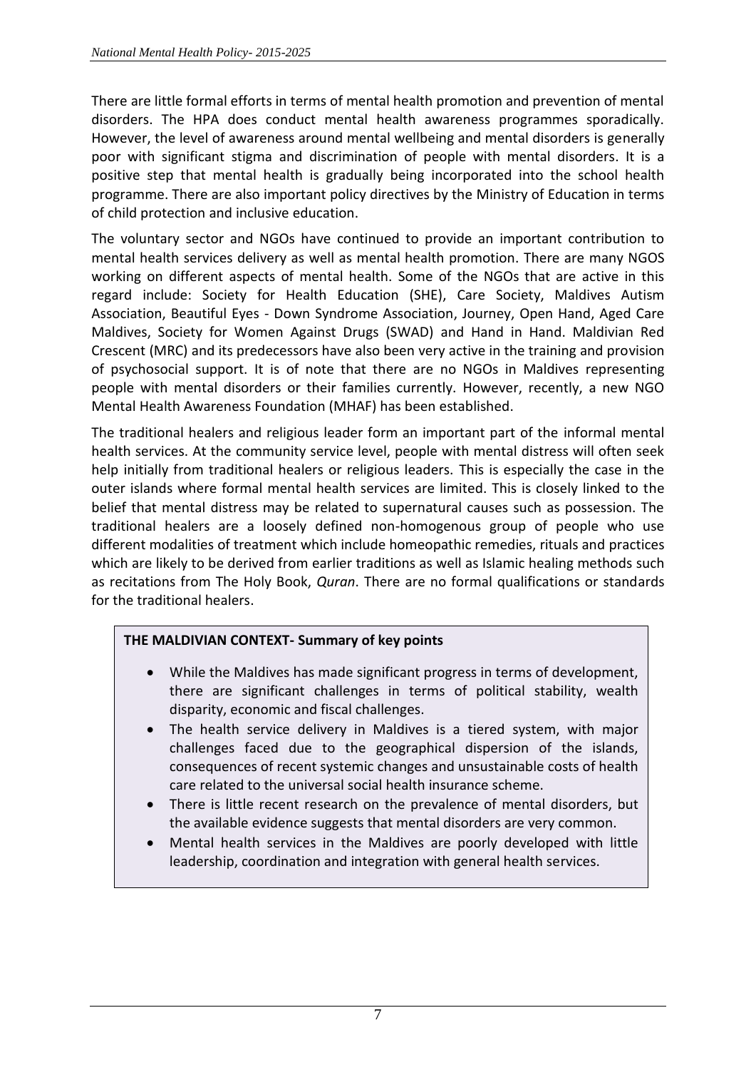There are little formal efforts in terms of mental health promotion and prevention of mental disorders. The HPA does conduct mental health awareness programmes sporadically. However, the level of awareness around mental wellbeing and mental disorders is generally poor with significant stigma and discrimination of people with mental disorders. It is a positive step that mental health is gradually being incorporated into the school health programme. There are also important policy directives by the Ministry of Education in terms of child protection and inclusive education.

The voluntary sector and NGOs have continued to provide an important contribution to mental health services delivery as well as mental health promotion. There are many NGOS working on different aspects of mental health. Some of the NGOs that are active in this regard include: Society for Health Education (SHE), Care Society, Maldives Autism Association, Beautiful Eyes - Down Syndrome Association, Journey, Open Hand, Aged Care Maldives, Society for Women Against Drugs (SWAD) and Hand in Hand. Maldivian Red Crescent (MRC) and its predecessors have also been very active in the training and provision of psychosocial support. It is of note that there are no NGOs in Maldives representing people with mental disorders or their families currently. However, recently, a new NGO Mental Health Awareness Foundation (MHAF) has been established.

The traditional healers and religious leader form an important part of the informal mental health services. At the community service level, people with mental distress will often seek help initially from traditional healers or religious leaders. This is especially the case in the outer islands where formal mental health services are limited. This is closely linked to the belief that mental distress may be related to supernatural causes such as possession. The traditional healers are a loosely defined non-homogenous group of people who use different modalities of treatment which include homeopathic remedies, rituals and practices which are likely to be derived from earlier traditions as well as Islamic healing methods such as recitations from The Holy Book, *Quran*. There are no formal qualifications or standards for the traditional healers.

**THE MALDIVIAN CONTEXT- Summary of key points**

- While the Maldives has made significant progress in terms of development, there are significant challenges in terms of political stability, wealth disparity, economic and fiscal challenges.
- The health service delivery in Maldives is a tiered system, with major challenges faced due to the geographical dispersion of the islands, consequences of recent systemic changes and unsustainable costs of health care related to the universal social health insurance scheme.
- There is little recent research on the prevalence of mental disorders, but the available evidence suggests that mental disorders are very common.
- Mental health services in the Maldives are poorly developed with little leadership, coordination and integration with general health services.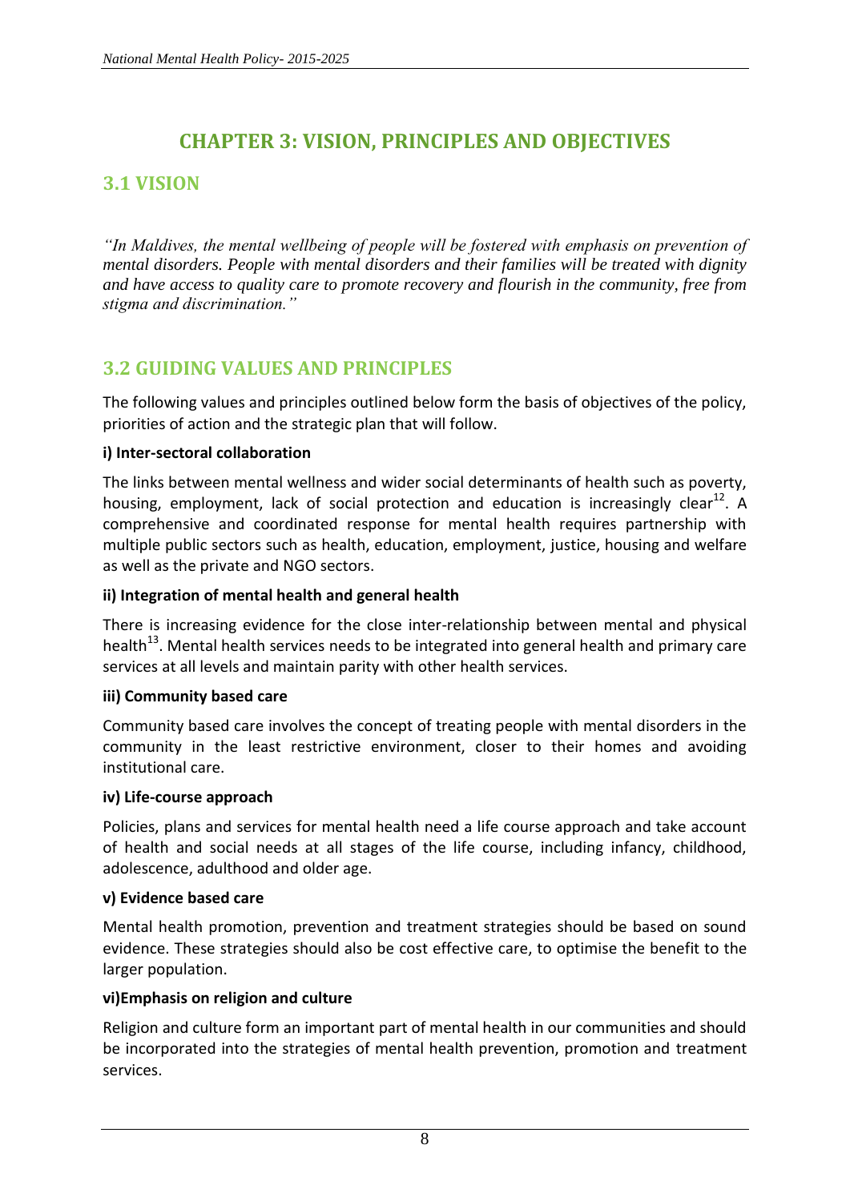# CHAPTER 3: VISION, PRINCIPLES AND OBJECTIVES

## 3.1 VISION

*"In Maldives, the mental wellbeing of people will be fostered with emphasis on prevention of mental disorders. People with mental disorders and their families will be treated with dignity and have access to quality care to promote recovery and flourish in the community, free from stigma and discrimination."*

## 3.2 GUIDING VALUES AND PRINCIPLES

The following values and principles outlined below form the basis of objectives of the policy, priorities of action and the strategic plan that will follow.

**i) Inter-sectoral collaboration**

The links between mental wellness and wider social determinants of health such as poverty, housing, employment, lack of social protection and education is increasingly clear[12]. A comprehensive and coordinated response for mental health requires partnership with multiple public sectors such as health, education, employment, justice, housing and welfare as well as the private and NGO sectors.

**ii) Integration of mental health and general health**

There is increasing evidence for the close inter-relationship between mental and physical health[13]. Mental health services needs to be integrated into general health and primary care services at all levels and maintain parity with other health services.

**iii) Community based care**

Community based care involves the concept of treating people with mental disorders in the community in the least restrictive environment, closer to their homes and avoiding institutional care.

**iv) Life-course approach**

Policies, plans and services for mental health need a life course approach and take account of health and social needs at all stages of the life course, including infancy, childhood, adolescence, adulthood and older age.

**v) Evidence based care**

Mental health promotion, prevention and treatment strategies should be based on sound evidence. These strategies should also be cost effective care, to optimise the benefit to the larger population.

**vi)Emphasis on religion and culture**

Religion and culture form an important part of mental health in our communities and should be incorporated into the strategies of mental health prevention, promotion and treatment services.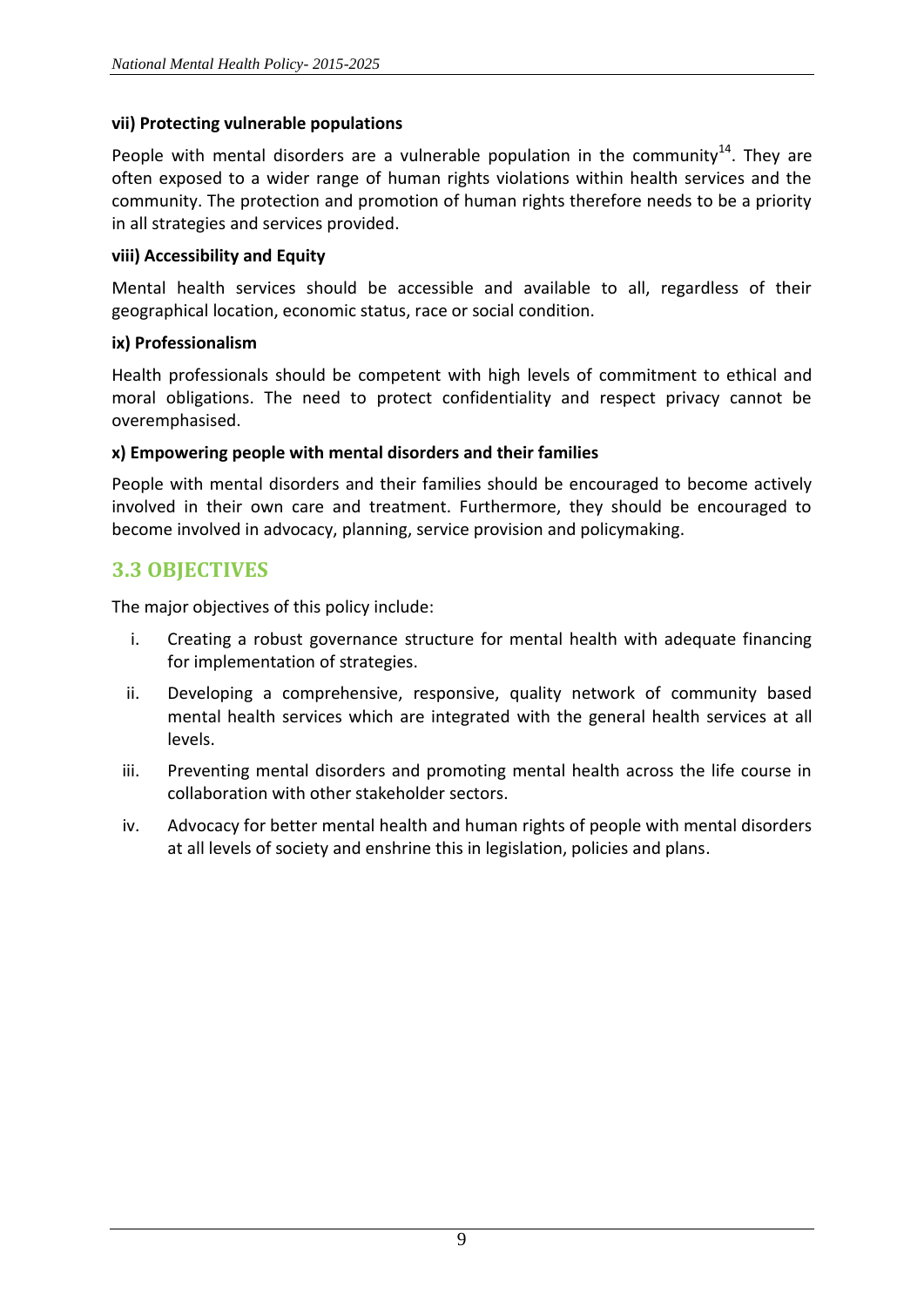**vii) Protecting vulnerable populations**

People with mental disorders are a vulnerable population in the community[14]. They are often exposed to a wider range of human rights violations within health services and the community. The protection and promotion of human rights therefore needs to be a priority in all strategies and services provided.

**viii) Accessibility and Equity**

Mental health services should be accessible and available to all, regardless of their geographical location, economic status, race or social condition.

**ix) Professionalism**

Health professionals should be competent with high levels of commitment to ethical and moral obligations. The need to protect confidentiality and respect privacy cannot be overemphasised.

**x) Empowering people with mental disorders and their families**

People with mental disorders and their families should be encouraged to become actively involved in their own care and treatment. Furthermore, they should be encouraged to become involved in advocacy, planning, service provision and policymaking.

## 3.3 OBJECTIVES

The major objectives of this policy include:

i. Creating a robust governance structure for mental health with adequate financing for implementation of strategies.

ii. Developing a comprehensive, responsive, quality network of community based mental health services which are integrated with the general health services at all levels.

iii. Preventing mental disorders and promoting mental health across the life course in collaboration with other stakeholder sectors.

iv. Advocacy for better mental health and human rights of people with mental disorders at all levels of society and enshrine this in legislation, policies and plans.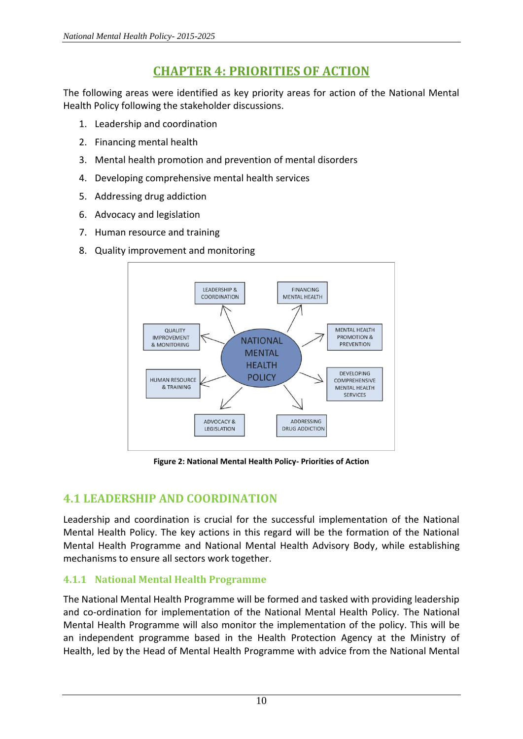# CHAPTER 4: PRIORITIES OF ACTION

The following areas were identified as key priority areas for action of the National Mental Health Policy following the stakeholder discussions.

1. Leadership and coordination
2. Financing mental health
3. Mental health promotion and prevention of mental disorders
4. Developing comprehensive mental health services
5. Addressing drug addiction
6. Advocacy and legislation
7. Human resource and training
8. Quality improvement and monitoring

**Figure 2: National Mental Health Policy- Priorities of Action**

## 4.1 LEADERSHIP AND COORDINATION

Leadership and coordination is crucial for the successful implementation of the National Mental Health Policy. The key actions in this regard will be the formation of the National Mental Health Programme and National Mental Health Advisory Body, while establishing mechanisms to ensure all sectors work together.

### 4.1.1 National Mental Health Programme

The National Mental Health Programme will be formed and tasked with providing leadership and co-ordination for implementation of the National Mental Health Policy. The National Mental Health Programme will also monitor the implementation of the policy. This will be an independent programme based in the Health Protection Agency at the Ministry of Health, led by the Head of Mental Health Programme with advice from the National Mental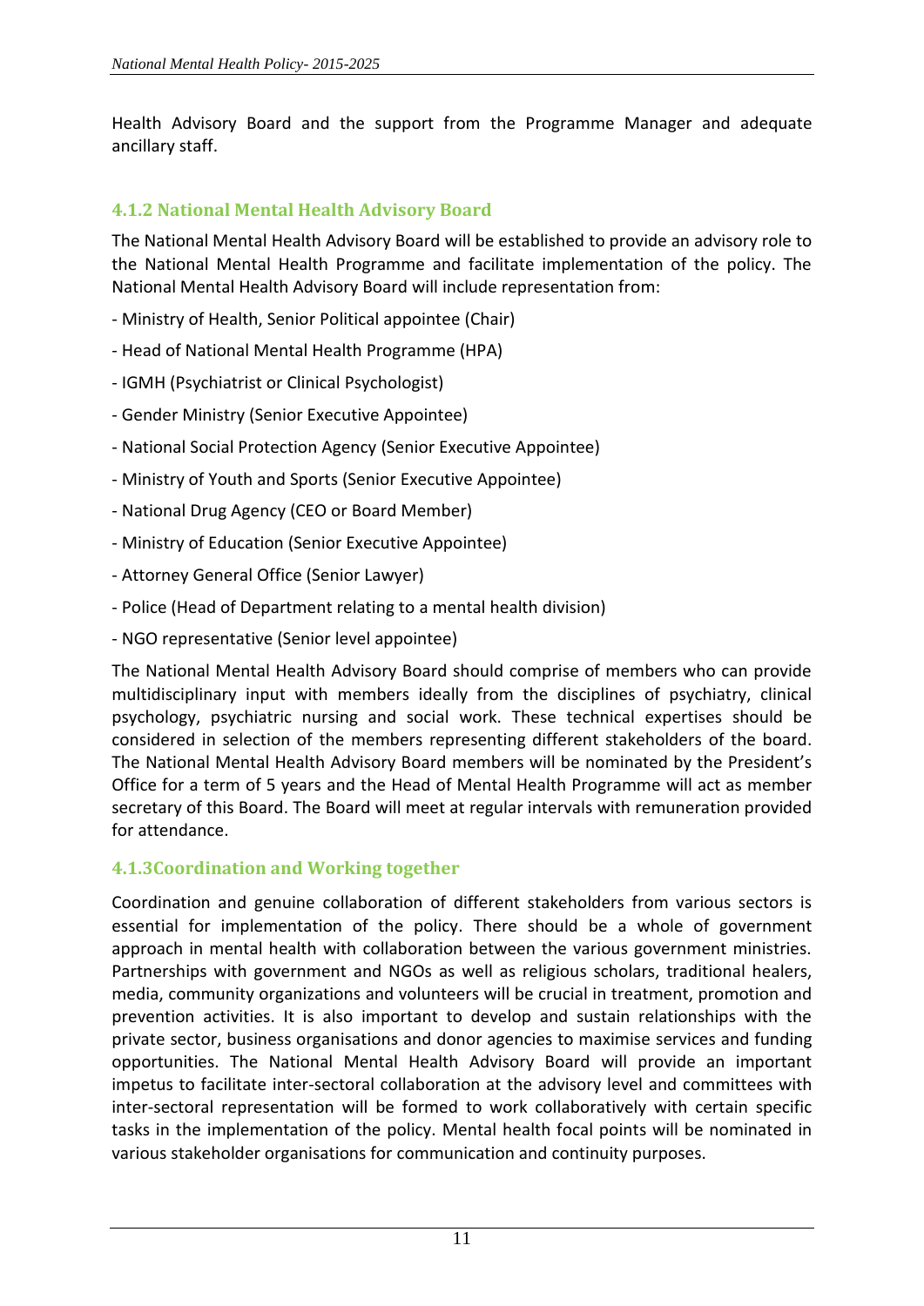Health Advisory Board and the support from the Programme Manager and adequate ancillary staff.

### 4.1.2 National Mental Health Advisory Board

The National Mental Health Advisory Board will be established to provide an advisory role to the National Mental Health Programme and facilitate implementation of the policy. The National Mental Health Advisory Board will include representation from:

- Ministry of Health, Senior Political appointee (Chair)
- Head of National Mental Health Programme (HPA)
- IGMH (Psychiatrist or Clinical Psychologist)
- Gender Ministry (Senior Executive Appointee)
- National Social Protection Agency (Senior Executive Appointee)
- Ministry of Youth and Sports (Senior Executive Appointee)
- National Drug Agency (CEO or Board Member)
- Ministry of Education (Senior Executive Appointee)
- Attorney General Office (Senior Lawyer)
- Police (Head of Department relating to a mental health division)
- NGO representative (Senior level appointee)

The National Mental Health Advisory Board should comprise of members who can provide multidisciplinary input with members ideally from the disciplines of psychiatry, clinical psychology, psychiatric nursing and social work. These technical expertises should be considered in selection of the members representing different stakeholders of the board. The National Mental Health Advisory Board members will be nominated by the President's Office for a term of 5 years and the Head of Mental Health Programme will act as member secretary of this Board. The Board will meet at regular intervals with remuneration provided for attendance.

### 4.1.3Coordination and Working together

Coordination and genuine collaboration of different stakeholders from various sectors is essential for implementation of the policy. There should be a whole of government approach in mental health with collaboration between the various government ministries. Partnerships with government and NGOs as well as religious scholars, traditional healers, media, community organizations and volunteers will be crucial in treatment, promotion and prevention activities. It is also important to develop and sustain relationships with the private sector, business organisations and donor agencies to maximise services and funding opportunities. The National Mental Health Advisory Board will provide an important impetus to facilitate inter-sectoral collaboration at the advisory level and committees with inter-sectoral representation will be formed to work collaboratively with certain specific tasks in the implementation of the policy. Mental health focal points will be nominated in various stakeholder organisations for communication and continuity purposes.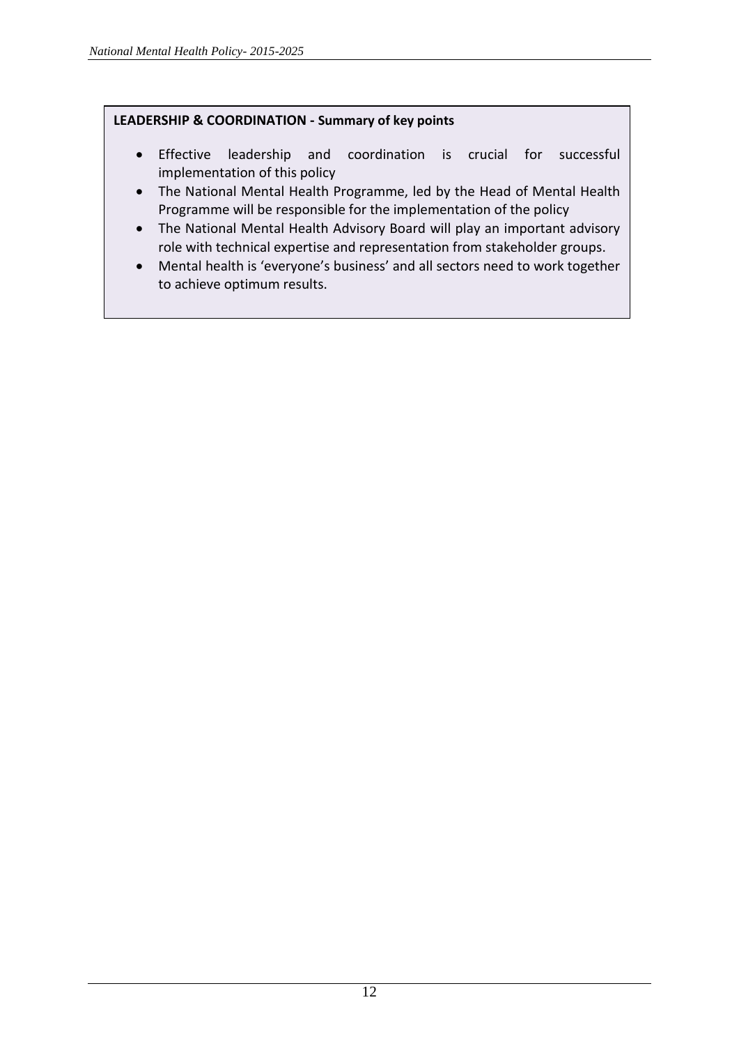**LEADERSHIP & COORDINATION - Summary of key points**

- Effective leadership and coordination is crucial for successful implementation of this policy
- The National Mental Health Programme, led by the Head of Mental Health Programme will be responsible for the implementation of the policy
- The National Mental Health Advisory Board will play an important advisory role with technical expertise and representation from stakeholder groups.
- Mental health is 'everyone's business' and all sectors need to work together to achieve optimum results.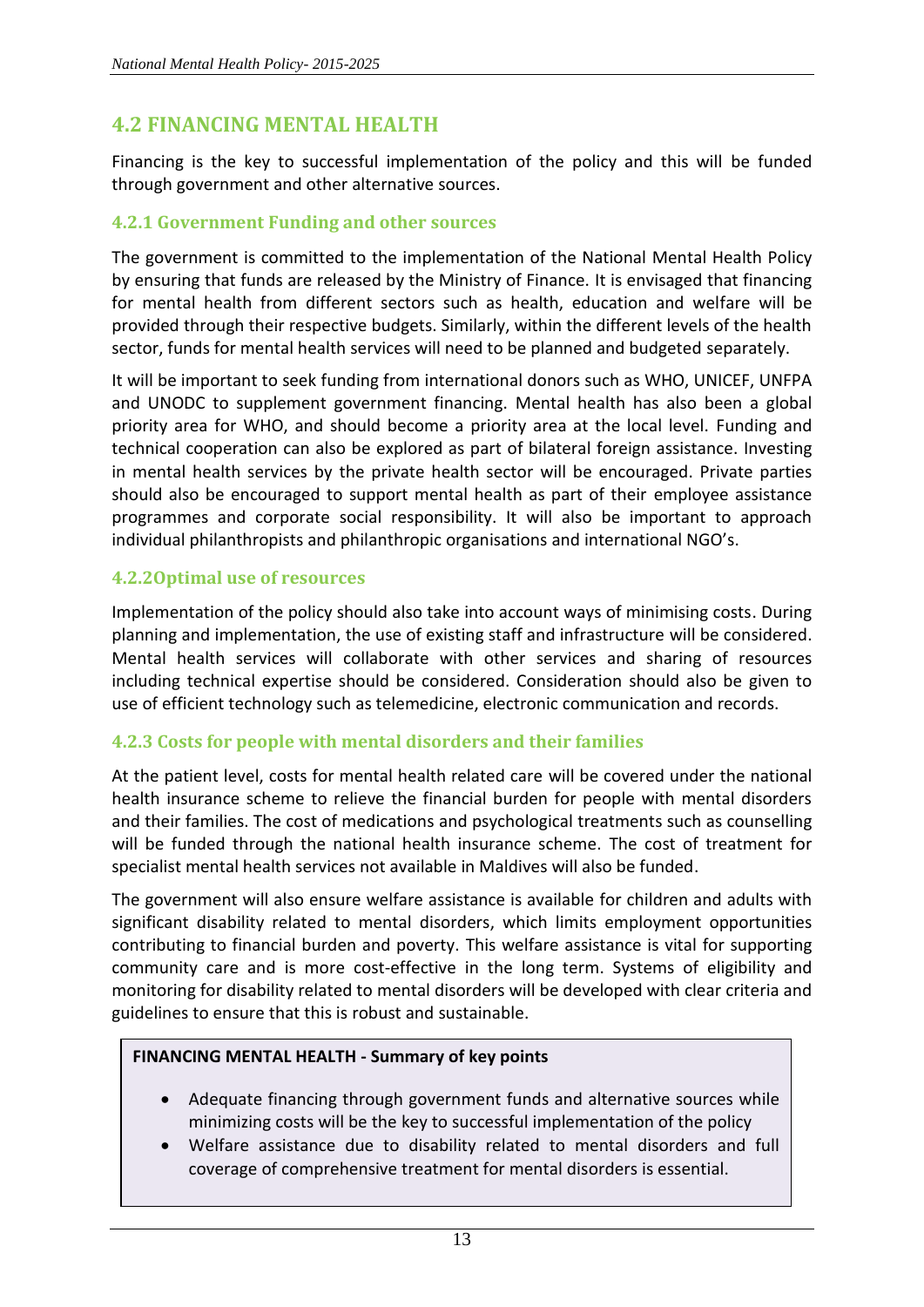## 4.2 FINANCING MENTAL HEALTH

Financing is the key to successful implementation of the policy and this will be funded through government and other alternative sources.

### 4.2.1 Government Funding and other sources

The government is committed to the implementation of the National Mental Health Policy by ensuring that funds are released by the Ministry of Finance. It is envisaged that financing for mental health from different sectors such as health, education and welfare will be provided through their respective budgets. Similarly, within the different levels of the health sector, funds for mental health services will need to be planned and budgeted separately.

It will be important to seek funding from international donors such as WHO, UNICEF, UNFPA and UNODC to supplement government financing. Mental health has also been a global priority area for WHO, and should become a priority area at the local level. Funding and technical cooperation can also be explored as part of bilateral foreign assistance. Investing in mental health services by the private health sector will be encouraged. Private parties should also be encouraged to support mental health as part of their employee assistance programmes and corporate social responsibility. It will also be important to approach individual philanthropists and philanthropic organisations and international NGO's.

### 4.2.2Optimal use of resources

Implementation of the policy should also take into account ways of minimising costs. During planning and implementation, the use of existing staff and infrastructure will be considered. Mental health services will collaborate with other services and sharing of resources including technical expertise should be considered. Consideration should also be given to use of efficient technology such as telemedicine, electronic communication and records.

### 4.2.3 Costs for people with mental disorders and their families

At the patient level, costs for mental health related care will be covered under the national health insurance scheme to relieve the financial burden for people with mental disorders and their families. The cost of medications and psychological treatments such as counselling will be funded through the national health insurance scheme. The cost of treatment for specialist mental health services not available in Maldives will also be funded.

The government will also ensure welfare assistance is available for children and adults with significant disability related to mental disorders, which limits employment opportunities contributing to financial burden and poverty. This welfare assistance is vital for supporting community care and is more cost-effective in the long term. Systems of eligibility and monitoring for disability related to mental disorders will be developed with clear criteria and guidelines to ensure that this is robust and sustainable.

**FINANCING MENTAL HEALTH - Summary of key points**

- Adequate financing through government funds and alternative sources while minimizing costs will be the key to successful implementation of the policy
- Welfare assistance due to disability related to mental disorders and full coverage of comprehensive treatment for mental disorders is essential.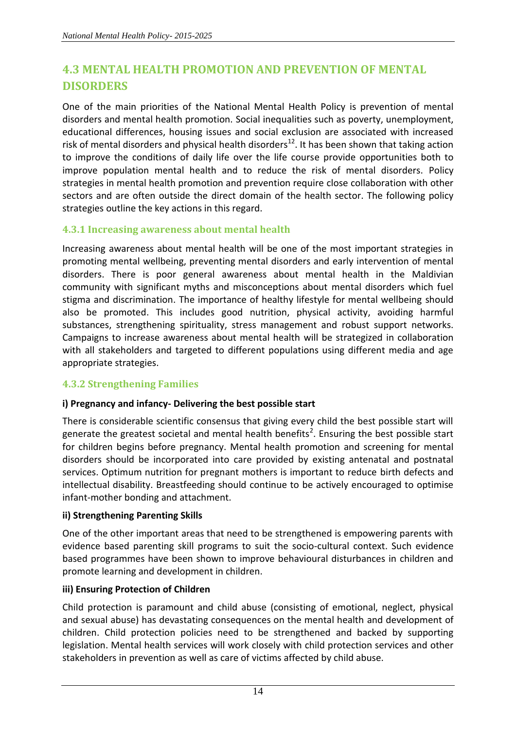## 4.3 MENTAL HEALTH PROMOTION AND PREVENTION OF MENTAL DISORDERS

One of the main priorities of the National Mental Health Policy is prevention of mental disorders and mental health promotion. Social inequalities such as poverty, unemployment, educational differences, housing issues and social exclusion are associated with increased risk of mental disorders and physical health disorders[12]. It has been shown that taking action to improve the conditions of daily life over the life course provide opportunities both to improve population mental health and to reduce the risk of mental disorders. Policy strategies in mental health promotion and prevention require close collaboration with other sectors and are often outside the direct domain of the health sector. The following policy strategies outline the key actions in this regard.

### 4.3.1 Increasing awareness about mental health

Increasing awareness about mental health will be one of the most important strategies in promoting mental wellbeing, preventing mental disorders and early intervention of mental disorders. There is poor general awareness about mental health in the Maldivian community with significant myths and misconceptions about mental disorders which fuel stigma and discrimination. The importance of healthy lifestyle for mental wellbeing should also be promoted. This includes good nutrition, physical activity, avoiding harmful substances, strengthening spirituality, stress management and robust support networks. Campaigns to increase awareness about mental health will be strategized in collaboration with all stakeholders and targeted to different populations using different media and age appropriate strategies.

### 4.3.2 Strengthening Families

**i) Pregnancy and infancy- Delivering the best possible start**

There is considerable scientific consensus that giving every child the best possible start will generate the greatest societal and mental health benefits[2]. Ensuring the best possible start for children begins before pregnancy. Mental health promotion and screening for mental disorders should be incorporated into care provided by existing antenatal and postnatal services. Optimum nutrition for pregnant mothers is important to reduce birth defects and intellectual disability. Breastfeeding should continue to be actively encouraged to optimise infant-mother bonding and attachment.

**ii) Strengthening Parenting Skills**

One of the other important areas that need to be strengthened is empowering parents with evidence based parenting skill programs to suit the socio-cultural context. Such evidence based programmes have been shown to improve behavioural disturbances in children and promote learning and development in children.

**iii) Ensuring Protection of Children**

Child protection is paramount and child abuse (consisting of emotional, neglect, physical and sexual abuse) has devastating consequences on the mental health and development of children. Child protection policies need to be strengthened and backed by supporting legislation. Mental health services will work closely with child protection services and other stakeholders in prevention as well as care of victims affected by child abuse.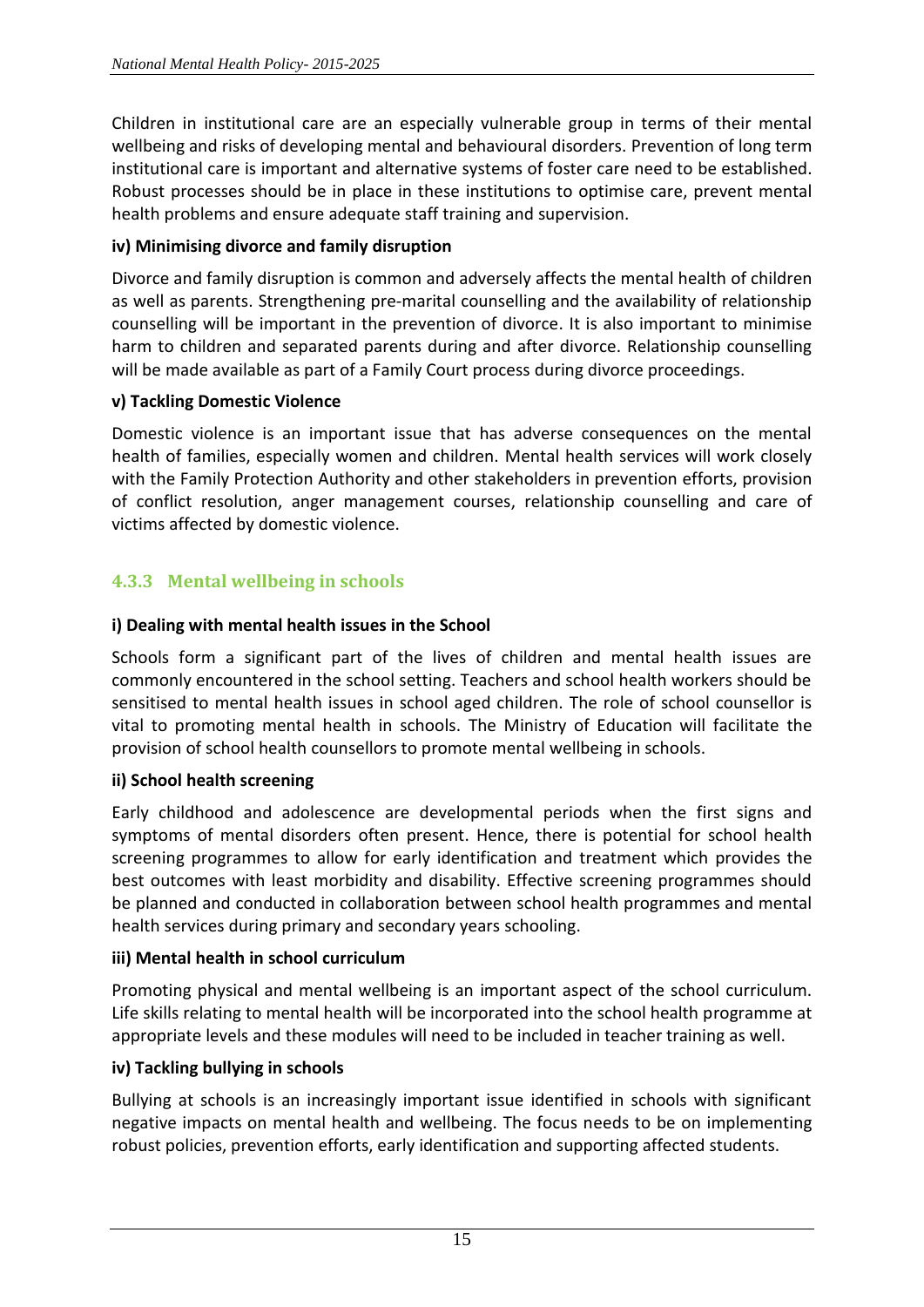Children in institutional care are an especially vulnerable group in terms of their mental wellbeing and risks of developing mental and behavioural disorders. Prevention of long term institutional care is important and alternative systems of foster care need to be established. Robust processes should be in place in these institutions to optimise care, prevent mental health problems and ensure adequate staff training and supervision.

**iv) Minimising divorce and family disruption**

Divorce and family disruption is common and adversely affects the mental health of children as well as parents. Strengthening pre-marital counselling and the availability of relationship counselling will be important in the prevention of divorce. It is also important to minimise harm to children and separated parents during and after divorce. Relationship counselling will be made available as part of a Family Court process during divorce proceedings.

**v) Tackling Domestic Violence**

Domestic violence is an important issue that has adverse consequences on the mental health of families, especially women and children. Mental health services will work closely with the Family Protection Authority and other stakeholders in prevention efforts, provision of conflict resolution, anger management courses, relationship counselling and care of victims affected by domestic violence.

### 4.3.3 Mental wellbeing in schools

**i) Dealing with mental health issues in the School**

Schools form a significant part of the lives of children and mental health issues are commonly encountered in the school setting. Teachers and school health workers should be sensitised to mental health issues in school aged children. The role of school counsellor is vital to promoting mental health in schools. The Ministry of Education will facilitate the provision of school health counsellors to promote mental wellbeing in schools.

**ii) School health screening**

Early childhood and adolescence are developmental periods when the first signs and symptoms of mental disorders often present. Hence, there is potential for school health screening programmes to allow for early identification and treatment which provides the best outcomes with least morbidity and disability. Effective screening programmes should be planned and conducted in collaboration between school health programmes and mental health services during primary and secondary years schooling.

**iii) Mental health in school curriculum**

Promoting physical and mental wellbeing is an important aspect of the school curriculum. Life skills relating to mental health will be incorporated into the school health programme at appropriate levels and these modules will need to be included in teacher training as well.

**iv) Tackling bullying in schools**

Bullying at schools is an increasingly important issue identified in schools with significant negative impacts on mental health and wellbeing. The focus needs to be on implementing robust policies, prevention efforts, early identification and supporting affected students.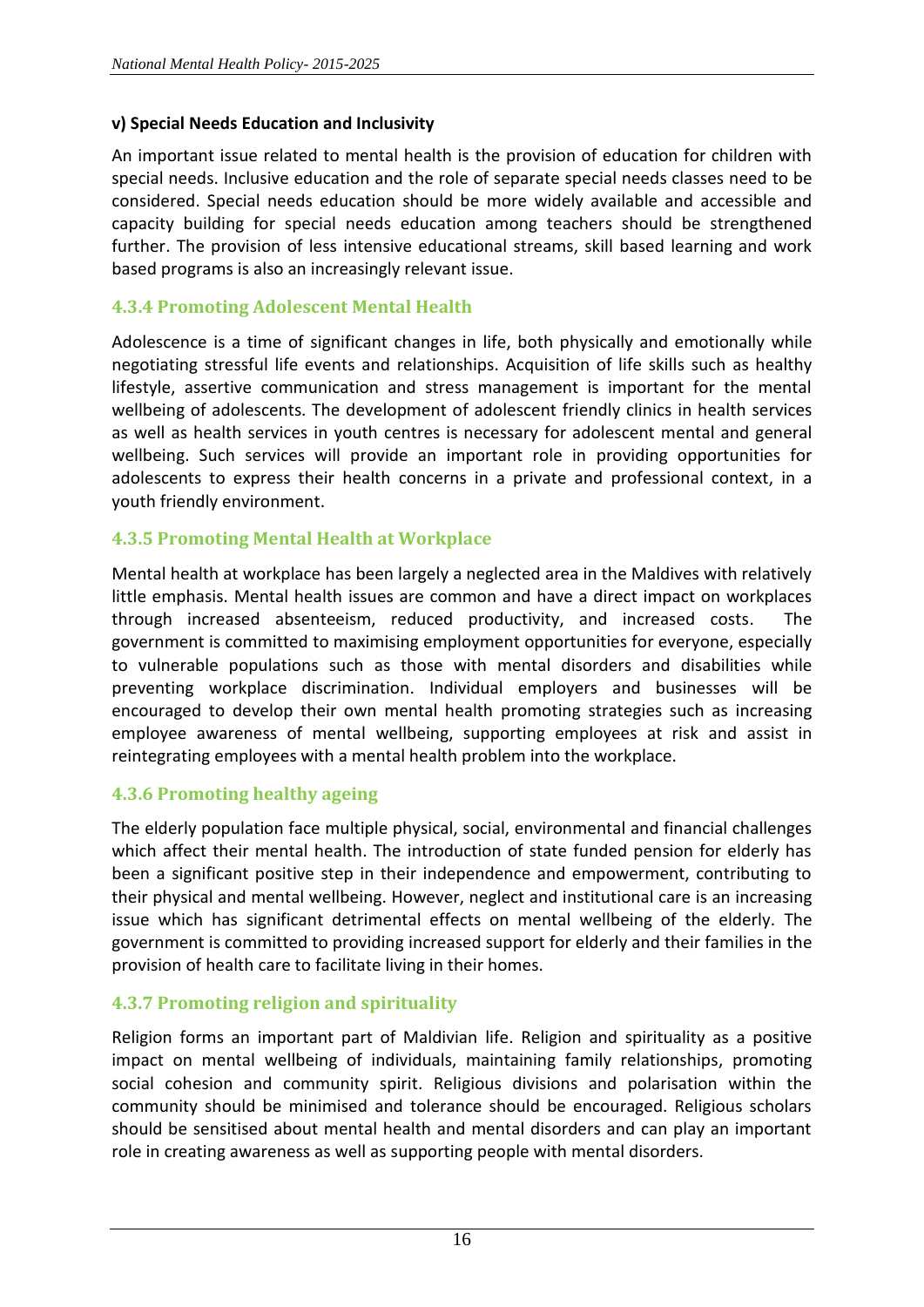**v) Special Needs Education and Inclusivity**

An important issue related to mental health is the provision of education for children with special needs. Inclusive education and the role of separate special needs classes need to be considered. Special needs education should be more widely available and accessible and capacity building for special needs education among teachers should be strengthened further. The provision of less intensive educational streams, skill based learning and work based programs is also an increasingly relevant issue.

### 4.3.4 Promoting Adolescent Mental Health

Adolescence is a time of significant changes in life, both physically and emotionally while negotiating stressful life events and relationships. Acquisition of life skills such as healthy lifestyle, assertive communication and stress management is important for the mental wellbeing of adolescents. The development of adolescent friendly clinics in health services as well as health services in youth centres is necessary for adolescent mental and general wellbeing. Such services will provide an important role in providing opportunities for adolescents to express their health concerns in a private and professional context, in a youth friendly environment.

### 4.3.5 Promoting Mental Health at Workplace

Mental health at workplace has been largely a neglected area in the Maldives with relatively little emphasis. Mental health issues are common and have a direct impact on workplaces through increased absenteeism, reduced productivity, and increased costs. The government is committed to maximising employment opportunities for everyone, especially to vulnerable populations such as those with mental disorders and disabilities while preventing workplace discrimination. Individual employers and businesses will be encouraged to develop their own mental health promoting strategies such as increasing employee awareness of mental wellbeing, supporting employees at risk and assist in reintegrating employees with a mental health problem into the workplace.

### 4.3.6 Promoting healthy ageing

The elderly population face multiple physical, social, environmental and financial challenges which affect their mental health. The introduction of state funded pension for elderly has been a significant positive step in their independence and empowerment, contributing to their physical and mental wellbeing. However, neglect and institutional care is an increasing issue which has significant detrimental effects on mental wellbeing of the elderly. The government is committed to providing increased support for elderly and their families in the provision of health care to facilitate living in their homes.

### 4.3.7 Promoting religion and spirituality

Religion forms an important part of Maldivian life. Religion and spirituality as a positive impact on mental wellbeing of individuals, maintaining family relationships, promoting social cohesion and community spirit. Religious divisions and polarisation within the community should be minimised and tolerance should be encouraged. Religious scholars should be sensitised about mental health and mental disorders and can play an important role in creating awareness as well as supporting people with mental disorders.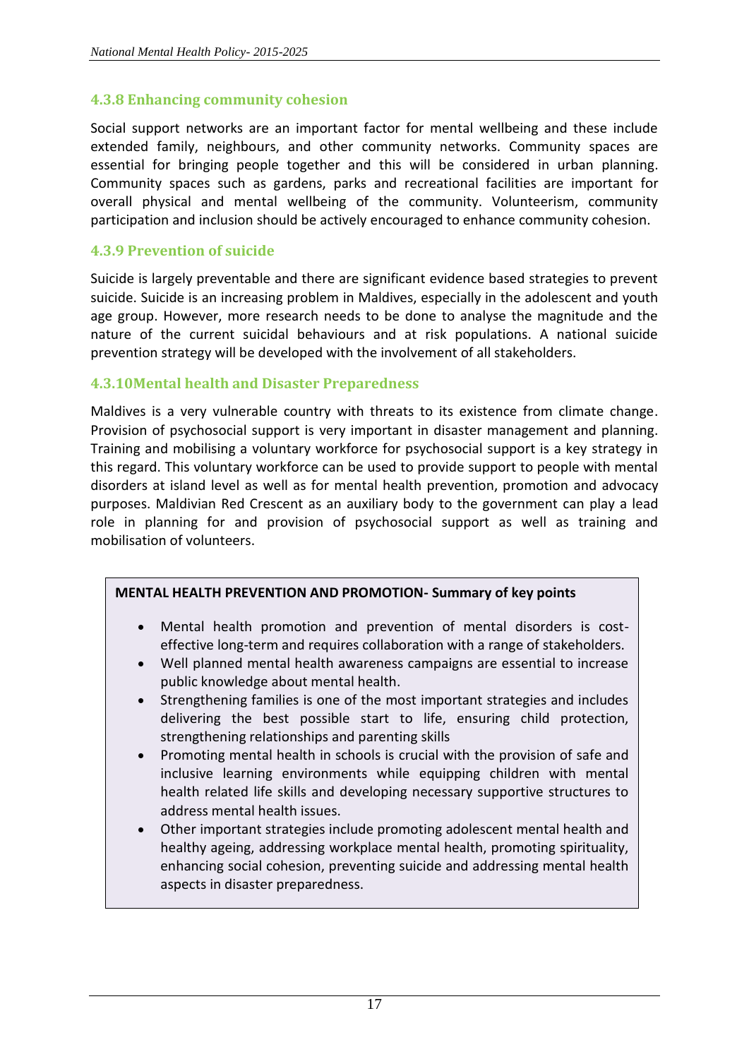### 4.3.8 Enhancing community cohesion

Social support networks are an important factor for mental wellbeing and these include extended family, neighbours, and other community networks. Community spaces are essential for bringing people together and this will be considered in urban planning. Community spaces such as gardens, parks and recreational facilities are important for overall physical and mental wellbeing of the community. Volunteerism, community participation and inclusion should be actively encouraged to enhance community cohesion.

### 4.3.9 Prevention of suicide

Suicide is largely preventable and there are significant evidence based strategies to prevent suicide. Suicide is an increasing problem in Maldives, especially in the adolescent and youth age group. However, more research needs to be done to analyse the magnitude and the nature of the current suicidal behaviours and at risk populations. A national suicide prevention strategy will be developed with the involvement of all stakeholders.

### 4.3.10Mental health and Disaster Preparedness

Maldives is a very vulnerable country with threats to its existence from climate change. Provision of psychosocial support is very important in disaster management and planning. Training and mobilising a voluntary workforce for psychosocial support is a key strategy in this regard. This voluntary workforce can be used to provide support to people with mental disorders at island level as well as for mental health prevention, promotion and advocacy purposes. Maldivian Red Crescent as an auxiliary body to the government can play a lead role in planning for and provision of psychosocial support as well as training and mobilisation of volunteers.

**MENTAL HEALTH PREVENTION AND PROMOTION- Summary of key points**

- Mental health promotion and prevention of mental disorders is cost-effective long-term and requires collaboration with a range of stakeholders.
- Well planned mental health awareness campaigns are essential to increase public knowledge about mental health.
- Strengthening families is one of the most important strategies and includes delivering the best possible start to life, ensuring child protection, strengthening relationships and parenting skills
- Promoting mental health in schools is crucial with the provision of safe and inclusive learning environments while equipping children with mental health related life skills and developing necessary supportive structures to address mental health issues.
- Other important strategies include promoting adolescent mental health and healthy ageing, addressing workplace mental health, promoting spirituality, enhancing social cohesion, preventing suicide and addressing mental health aspects in disaster preparedness.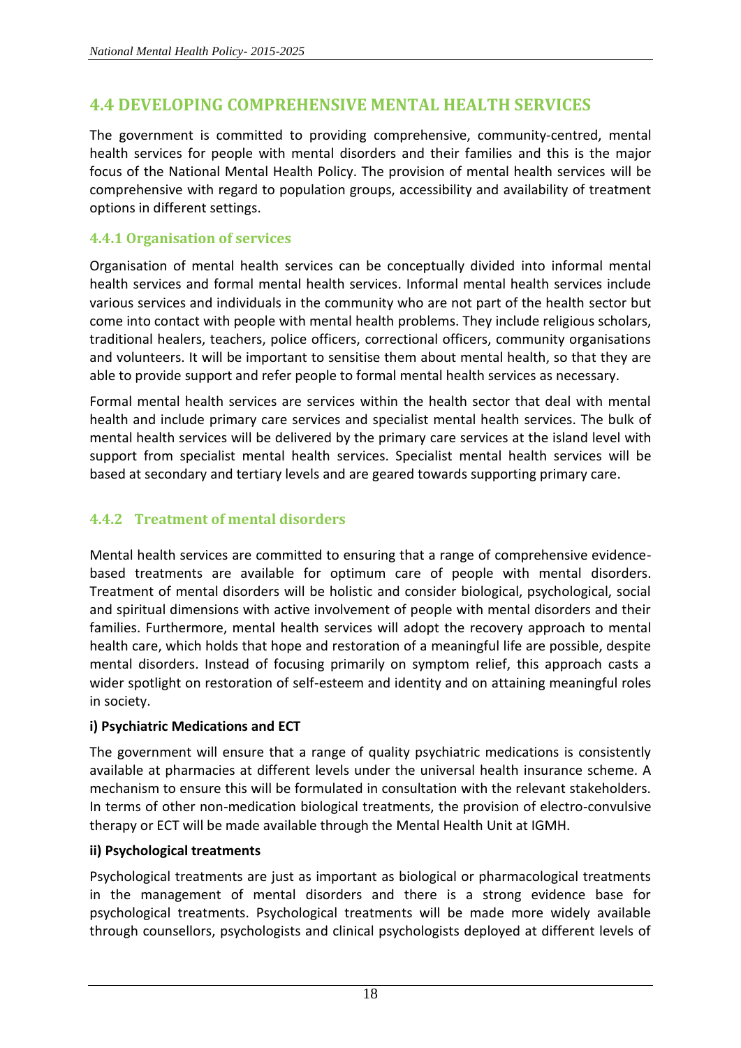## 4.4 DEVELOPING COMPREHENSIVE MENTAL HEALTH SERVICES

The government is committed to providing comprehensive, community-centred, mental health services for people with mental disorders and their families and this is the major focus of the National Mental Health Policy. The provision of mental health services will be comprehensive with regard to population groups, accessibility and availability of treatment options in different settings.

### 4.4.1 Organisation of services

Organisation of mental health services can be conceptually divided into informal mental health services and formal mental health services. Informal mental health services include various services and individuals in the community who are not part of the health sector but come into contact with people with mental health problems. They include religious scholars, traditional healers, teachers, police officers, correctional officers, community organisations and volunteers. It will be important to sensitise them about mental health, so that they are able to provide support and refer people to formal mental health services as necessary.

Formal mental health services are services within the health sector that deal with mental health and include primary care services and specialist mental health services. The bulk of mental health services will be delivered by the primary care services at the island level with support from specialist mental health services. Specialist mental health services will be based at secondary and tertiary levels and are geared towards supporting primary care.

### 4.4.2 Treatment of mental disorders

Mental health services are committed to ensuring that a range of comprehensive evidence-based treatments are available for optimum care of people with mental disorders. Treatment of mental disorders will be holistic and consider biological, psychological, social and spiritual dimensions with active involvement of people with mental disorders and their families. Furthermore, mental health services will adopt the recovery approach to mental health care, which holds that hope and restoration of a meaningful life are possible, despite mental disorders. Instead of focusing primarily on symptom relief, this approach casts a wider spotlight on restoration of self-esteem and identity and on attaining meaningful roles in society.

**i) Psychiatric Medications and ECT**

The government will ensure that a range of quality psychiatric medications is consistently available at pharmacies at different levels under the universal health insurance scheme. A mechanism to ensure this will be formulated in consultation with the relevant stakeholders. In terms of other non-medication biological treatments, the provision of electro-convulsive therapy or ECT will be made available through the Mental Health Unit at IGMH.

**ii) Psychological treatments**

Psychological treatments are just as important as biological or pharmacological treatments in the management of mental disorders and there is a strong evidence base for psychological treatments. Psychological treatments will be made more widely available through counsellors, psychologists and clinical psychologists deployed at different levels of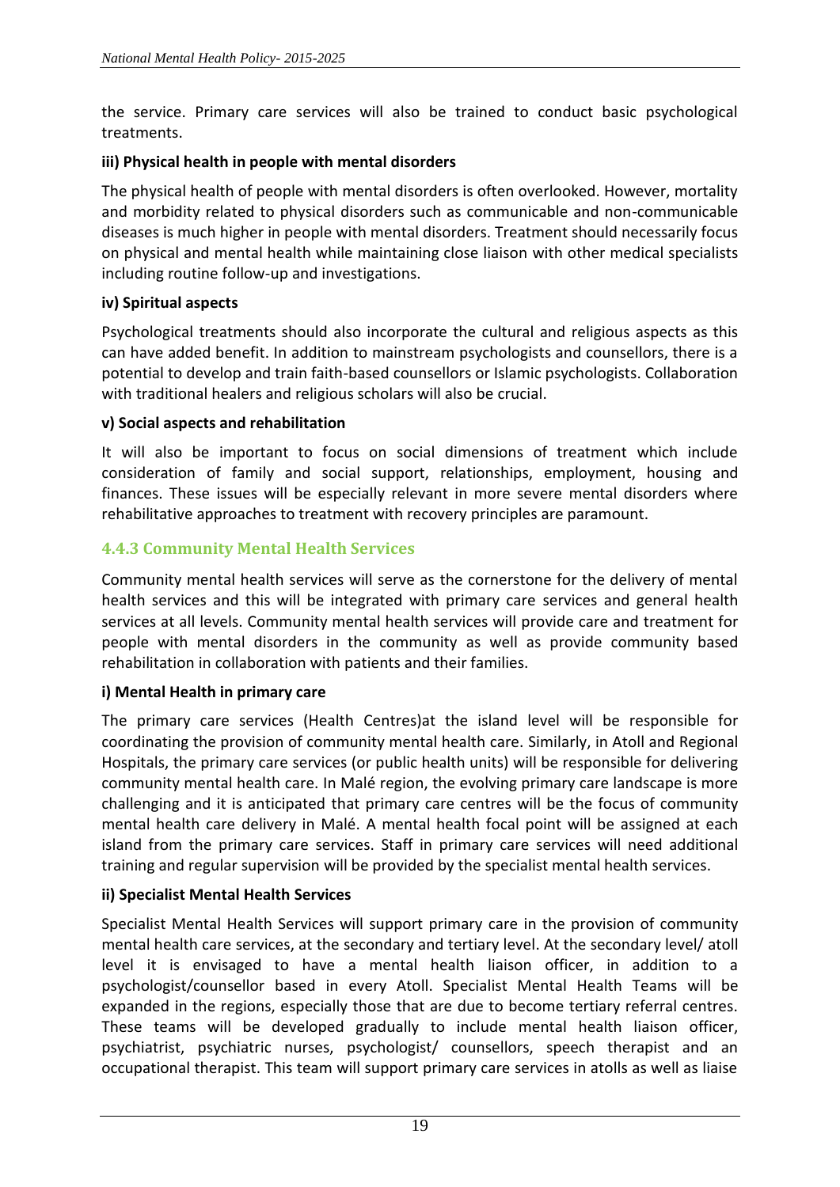the service. Primary care services will also be trained to conduct basic psychological treatments.

**iii) Physical health in people with mental disorders**

The physical health of people with mental disorders is often overlooked. However, mortality and morbidity related to physical disorders such as communicable and non-communicable diseases is much higher in people with mental disorders. Treatment should necessarily focus on physical and mental health while maintaining close liaison with other medical specialists including routine follow-up and investigations.

**iv) Spiritual aspects**

Psychological treatments should also incorporate the cultural and religious aspects as this can have added benefit. In addition to mainstream psychologists and counsellors, there is a potential to develop and train faith-based counsellors or Islamic psychologists. Collaboration with traditional healers and religious scholars will also be crucial.

**v) Social aspects and rehabilitation**

It will also be important to focus on social dimensions of treatment which include consideration of family and social support, relationships, employment, housing and finances. These issues will be especially relevant in more severe mental disorders where rehabilitative approaches to treatment with recovery principles are paramount.

### 4.4.3 Community Mental Health Services

Community mental health services will serve as the cornerstone for the delivery of mental health services and this will be integrated with primary care services and general health services at all levels. Community mental health services will provide care and treatment for people with mental disorders in the community as well as provide community based rehabilitation in collaboration with patients and their families.

**i) Mental Health in primary care**

The primary care services (Health Centres)at the island level will be responsible for coordinating the provision of community mental health care. Similarly, in Atoll and Regional Hospitals, the primary care services (or public health units) will be responsible for delivering community mental health care. In Malé region, the evolving primary care landscape is more challenging and it is anticipated that primary care centres will be the focus of community mental health care delivery in Malé. A mental health focal point will be assigned at each island from the primary care services. Staff in primary care services will need additional training and regular supervision will be provided by the specialist mental health services.

**ii) Specialist Mental Health Services**

Specialist Mental Health Services will support primary care in the provision of community mental health care services, at the secondary and tertiary level. At the secondary level/ atoll level it is envisaged to have a mental health liaison officer, in addition to a psychologist/counsellor based in every Atoll. Specialist Mental Health Teams will be expanded in the regions, especially those that are due to become tertiary referral centres. These teams will be developed gradually to include mental health liaison officer, psychiatrist, psychiatric nurses, psychologist/ counsellors, speech therapist and an occupational therapist. This team will support primary care services in atolls as well as liaise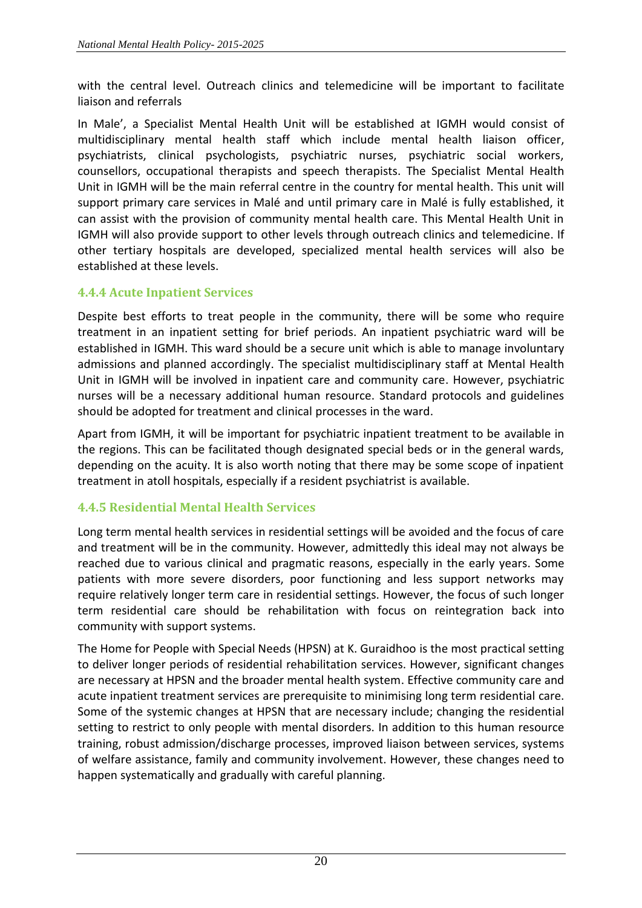with the central level. Outreach clinics and telemedicine will be important to facilitate liaison and referrals

In Male', a Specialist Mental Health Unit will be established at IGMH would consist of multidisciplinary mental health staff which include mental health liaison officer, psychiatrists, clinical psychologists, psychiatric nurses, psychiatric social workers, counsellors, occupational therapists and speech therapists. The Specialist Mental Health Unit in IGMH will be the main referral centre in the country for mental health. This unit will support primary care services in Malé and until primary care in Malé is fully established, it can assist with the provision of community mental health care. This Mental Health Unit in IGMH will also provide support to other levels through outreach clinics and telemedicine. If other tertiary hospitals are developed, specialized mental health services will also be established at these levels.

### 4.4.4 Acute Inpatient Services

Despite best efforts to treat people in the community, there will be some who require treatment in an inpatient setting for brief periods. An inpatient psychiatric ward will be established in IGMH. This ward should be a secure unit which is able to manage involuntary admissions and planned accordingly. The specialist multidisciplinary staff at Mental Health Unit in IGMH will be involved in inpatient care and community care. However, psychiatric nurses will be a necessary additional human resource. Standard protocols and guidelines should be adopted for treatment and clinical processes in the ward.

Apart from IGMH, it will be important for psychiatric inpatient treatment to be available in the regions. This can be facilitated though designated special beds or in the general wards, depending on the acuity. It is also worth noting that there may be some scope of inpatient treatment in atoll hospitals, especially if a resident psychiatrist is available.

### 4.4.5 Residential Mental Health Services

Long term mental health services in residential settings will be avoided and the focus of care and treatment will be in the community. However, admittedly this ideal may not always be reached due to various clinical and pragmatic reasons, especially in the early years. Some patients with more severe disorders, poor functioning and less support networks may require relatively longer term care in residential settings. However, the focus of such longer term residential care should be rehabilitation with focus on reintegration back into community with support systems.

The Home for People with Special Needs (HPSN) at K. Guraidhoo is the most practical setting to deliver longer periods of residential rehabilitation services. However, significant changes are necessary at HPSN and the broader mental health system. Effective community care and acute inpatient treatment services are prerequisite to minimising long term residential care. Some of the systemic changes at HPSN that are necessary include; changing the residential setting to restrict to only people with mental disorders. In addition to this human resource training, robust admission/discharge processes, improved liaison between services, systems of welfare assistance, family and community involvement. However, these changes need to happen systematically and gradually with careful planning.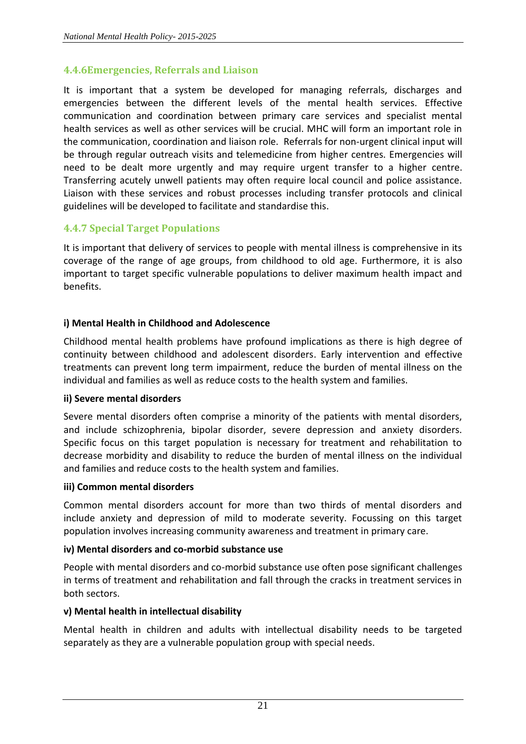### 4.4.6Emergencies, Referrals and Liaison

It is important that a system be developed for managing referrals, discharges and emergencies between the different levels of the mental health services. Effective communication and coordination between primary care services and specialist mental health services as well as other services will be crucial. MHC will form an important role in the communication, coordination and liaison role. Referrals for non-urgent clinical input will be through regular outreach visits and telemedicine from higher centres. Emergencies will need to be dealt more urgently and may require urgent transfer to a higher centre. Transferring acutely unwell patients may often require local council and police assistance. Liaison with these services and robust processes including transfer protocols and clinical guidelines will be developed to facilitate and standardise this.

### 4.4.7 Special Target Populations

It is important that delivery of services to people with mental illness is comprehensive in its coverage of the range of age groups, from childhood to old age. Furthermore, it is also important to target specific vulnerable populations to deliver maximum health impact and benefits.

**i) Mental Health in Childhood and Adolescence**

Childhood mental health problems have profound implications as there is high degree of continuity between childhood and adolescent disorders. Early intervention and effective treatments can prevent long term impairment, reduce the burden of mental illness on the individual and families as well as reduce costs to the health system and families.

**ii) Severe mental disorders**

Severe mental disorders often comprise a minority of the patients with mental disorders, and include schizophrenia, bipolar disorder, severe depression and anxiety disorders. Specific focus on this target population is necessary for treatment and rehabilitation to decrease morbidity and disability to reduce the burden of mental illness on the individual and families and reduce costs to the health system and families.

**iii) Common mental disorders**

Common mental disorders account for more than two thirds of mental disorders and include anxiety and depression of mild to moderate severity. Focussing on this target population involves increasing community awareness and treatment in primary care.

**iv) Mental disorders and co-morbid substance use**

People with mental disorders and co-morbid substance use often pose significant challenges in terms of treatment and rehabilitation and fall through the cracks in treatment services in both sectors.

**v) Mental health in intellectual disability**

Mental health in children and adults with intellectual disability needs to be targeted separately as they are a vulnerable population group with special needs.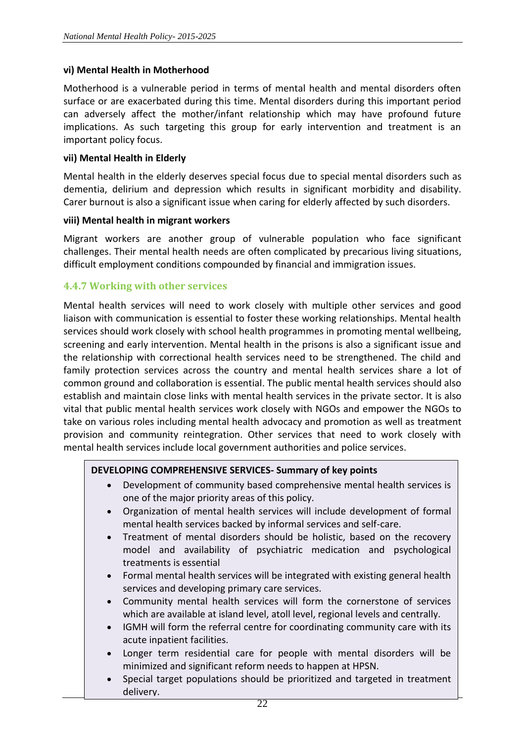**vi) Mental Health in Motherhood**

Motherhood is a vulnerable period in terms of mental health and mental disorders often surface or are exacerbated during this time. Mental disorders during this important period can adversely affect the mother/infant relationship which may have profound future implications. As such targeting this group for early intervention and treatment is an important policy focus.

**vii) Mental Health in Elderly**

Mental health in the elderly deserves special focus due to special mental disorders such as dementia, delirium and depression which results in significant morbidity and disability. Carer burnout is also a significant issue when caring for elderly affected by such disorders.

**viii) Mental health in migrant workers**

Migrant workers are another group of vulnerable population who face significant challenges. Their mental health needs are often complicated by precarious living situations, difficult employment conditions compounded by financial and immigration issues.

### 4.4.7 Working with other services

Mental health services will need to work closely with multiple other services and good liaison with communication is essential to foster these working relationships. Mental health services should work closely with school health programmes in promoting mental wellbeing, screening and early intervention. Mental health in the prisons is also a significant issue and the relationship with correctional health services need to be strengthened. The child and family protection services across the country and mental health services share a lot of common ground and collaboration is essential. The public mental health services should also establish and maintain close links with mental health services in the private sector. It is also vital that public mental health services work closely with NGOs and empower the NGOs to take on various roles including mental health advocacy and promotion as well as treatment provision and community reintegration. Other services that need to work closely with mental health services include local government authorities and police services.

**DEVELOPING COMPREHENSIVE SERVICES- Summary of key points**

- Development of community based comprehensive mental health services is one of the major priority areas of this policy.
- Organization of mental health services will include development of formal mental health services backed by informal services and self-care.
- Treatment of mental disorders should be holistic, based on the recovery model and availability of psychiatric medication and psychological treatments is essential
- Formal mental health services will be integrated with existing general health services and developing primary care services.
- Community mental health services will form the cornerstone of services which are available at island level, atoll level, regional levels and centrally.
- IGMH will form the referral centre for coordinating community care with its acute inpatient facilities.
- Longer term residential care for people with mental disorders will be minimized and significant reform needs to happen at HPSN.
- Special target populations should be prioritized and targeted in treatment delivery.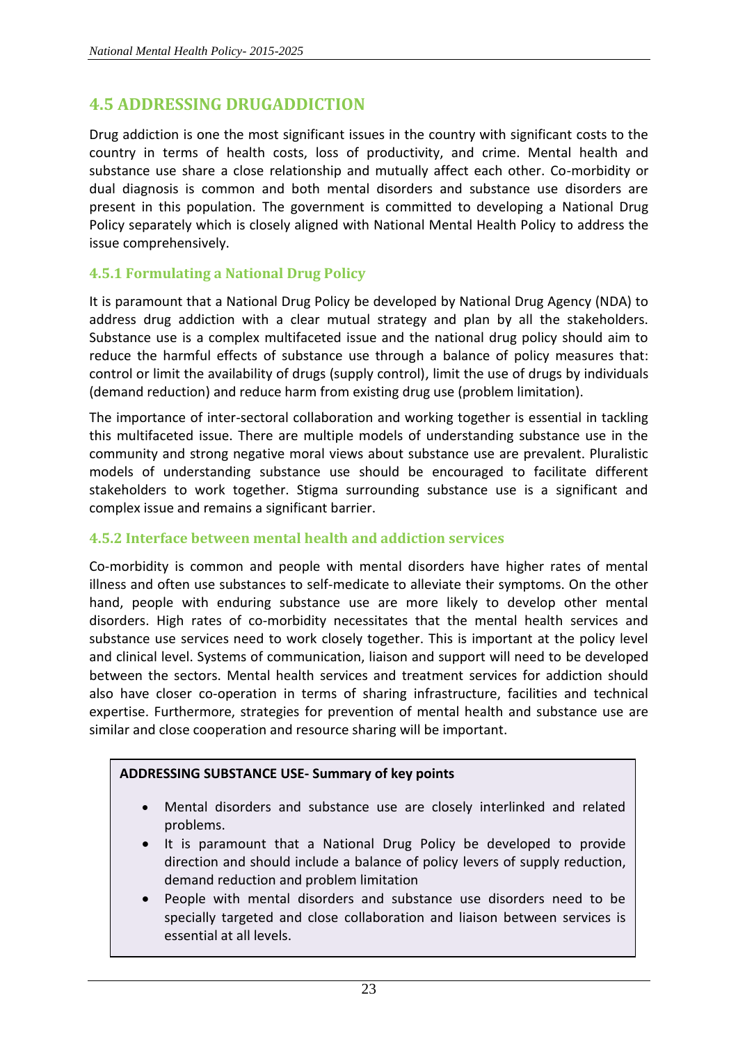## 4.5 ADDRESSING DRUGADDICTION

Drug addiction is one the most significant issues in the country with significant costs to the country in terms of health costs, loss of productivity, and crime. Mental health and substance use share a close relationship and mutually affect each other. Co-morbidity or dual diagnosis is common and both mental disorders and substance use disorders are present in this population. The government is committed to developing a National Drug Policy separately which is closely aligned with National Mental Health Policy to address the issue comprehensively.

### 4.5.1 Formulating a National Drug Policy

It is paramount that a National Drug Policy be developed by National Drug Agency (NDA) to address drug addiction with a clear mutual strategy and plan by all the stakeholders. Substance use is a complex multifaceted issue and the national drug policy should aim to reduce the harmful effects of substance use through a balance of policy measures that: control or limit the availability of drugs (supply control), limit the use of drugs by individuals (demand reduction) and reduce harm from existing drug use (problem limitation).

The importance of inter-sectoral collaboration and working together is essential in tackling this multifaceted issue. There are multiple models of understanding substance use in the community and strong negative moral views about substance use are prevalent. Pluralistic models of understanding substance use should be encouraged to facilitate different stakeholders to work together. Stigma surrounding substance use is a significant and complex issue and remains a significant barrier.

### 4.5.2 Interface between mental health and addiction services

Co-morbidity is common and people with mental disorders have higher rates of mental illness and often use substances to self-medicate to alleviate their symptoms. On the other hand, people with enduring substance use are more likely to develop other mental disorders. High rates of co-morbidity necessitates that the mental health services and substance use services need to work closely together. This is important at the policy level and clinical level. Systems of communication, liaison and support will need to be developed between the sectors. Mental health services and treatment services for addiction should also have closer co-operation in terms of sharing infrastructure, facilities and technical expertise. Furthermore, strategies for prevention of mental health and substance use are similar and close cooperation and resource sharing will be important.

**ADDRESSING SUBSTANCE USE- Summary of key points**

- Mental disorders and substance use are closely interlinked and related problems.
- It is paramount that a National Drug Policy be developed to provide direction and should include a balance of policy levers of supply reduction, demand reduction and problem limitation
- People with mental disorders and substance use disorders need to be specially targeted and close collaboration and liaison between services is essential at all levels.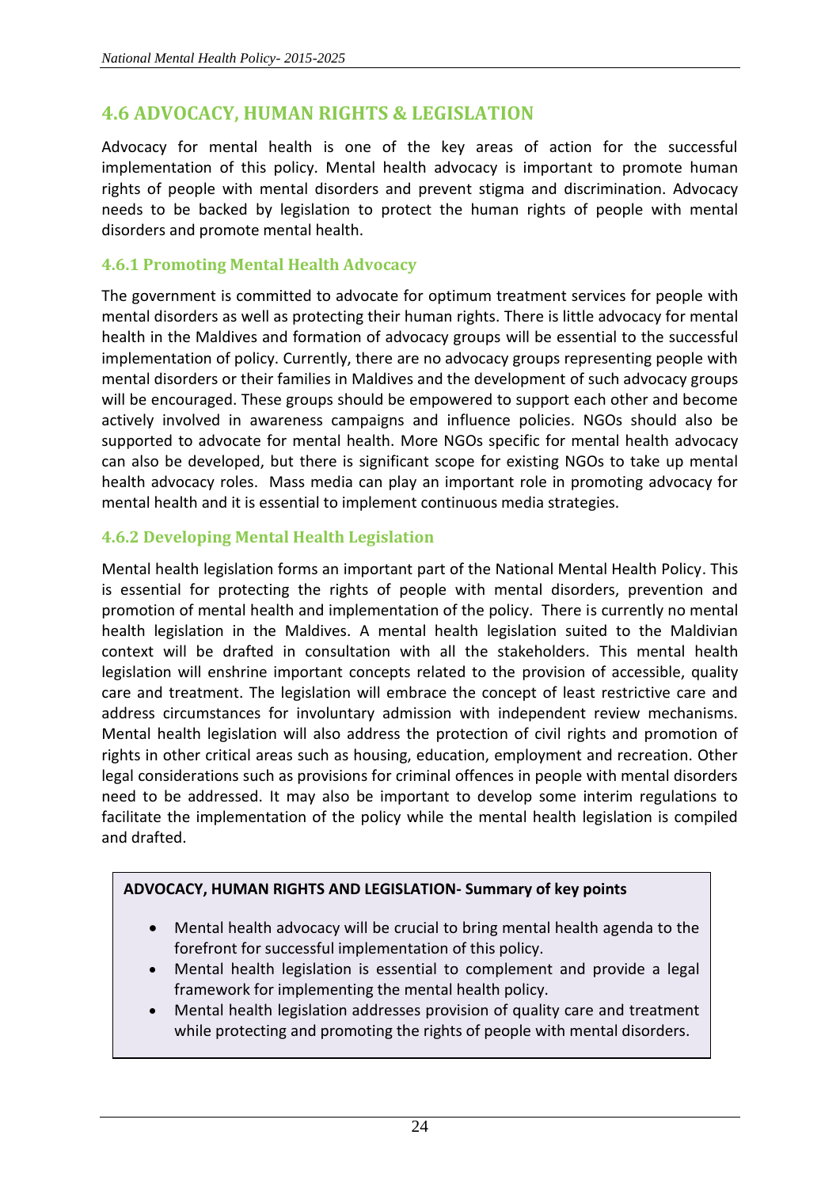## 4.6 ADVOCACY, HUMAN RIGHTS & LEGISLATION

Advocacy for mental health is one of the key areas of action for the successful implementation of this policy. Mental health advocacy is important to promote human rights of people with mental disorders and prevent stigma and discrimination. Advocacy needs to be backed by legislation to protect the human rights of people with mental disorders and promote mental health.

### 4.6.1 Promoting Mental Health Advocacy

The government is committed to advocate for optimum treatment services for people with mental disorders as well as protecting their human rights. There is little advocacy for mental health in the Maldives and formation of advocacy groups will be essential to the successful implementation of policy. Currently, there are no advocacy groups representing people with mental disorders or their families in Maldives and the development of such advocacy groups will be encouraged. These groups should be empowered to support each other and become actively involved in awareness campaigns and influence policies. NGOs should also be supported to advocate for mental health. More NGOs specific for mental health advocacy can also be developed, but there is significant scope for existing NGOs to take up mental health advocacy roles. Mass media can play an important role in promoting advocacy for mental health and it is essential to implement continuous media strategies.

### 4.6.2 Developing Mental Health Legislation

Mental health legislation forms an important part of the National Mental Health Policy. This is essential for protecting the rights of people with mental disorders, prevention and promotion of mental health and implementation of the policy. There is currently no mental health legislation in the Maldives. A mental health legislation suited to the Maldivian context will be drafted in consultation with all the stakeholders. This mental health legislation will enshrine important concepts related to the provision of accessible, quality care and treatment. The legislation will embrace the concept of least restrictive care and address circumstances for involuntary admission with independent review mechanisms. Mental health legislation will also address the protection of civil rights and promotion of rights in other critical areas such as housing, education, employment and recreation. Other legal considerations such as provisions for criminal offences in people with mental disorders need to be addressed. It may also be important to develop some interim regulations to facilitate the implementation of the policy while the mental health legislation is compiled and drafted.

**ADVOCACY, HUMAN RIGHTS AND LEGISLATION- Summary of key points**

- Mental health advocacy will be crucial to bring mental health agenda to the forefront for successful implementation of this policy.
- Mental health legislation is essential to complement and provide a legal framework for implementing the mental health policy.
- Mental health legislation addresses provision of quality care and treatment while protecting and promoting the rights of people with mental disorders.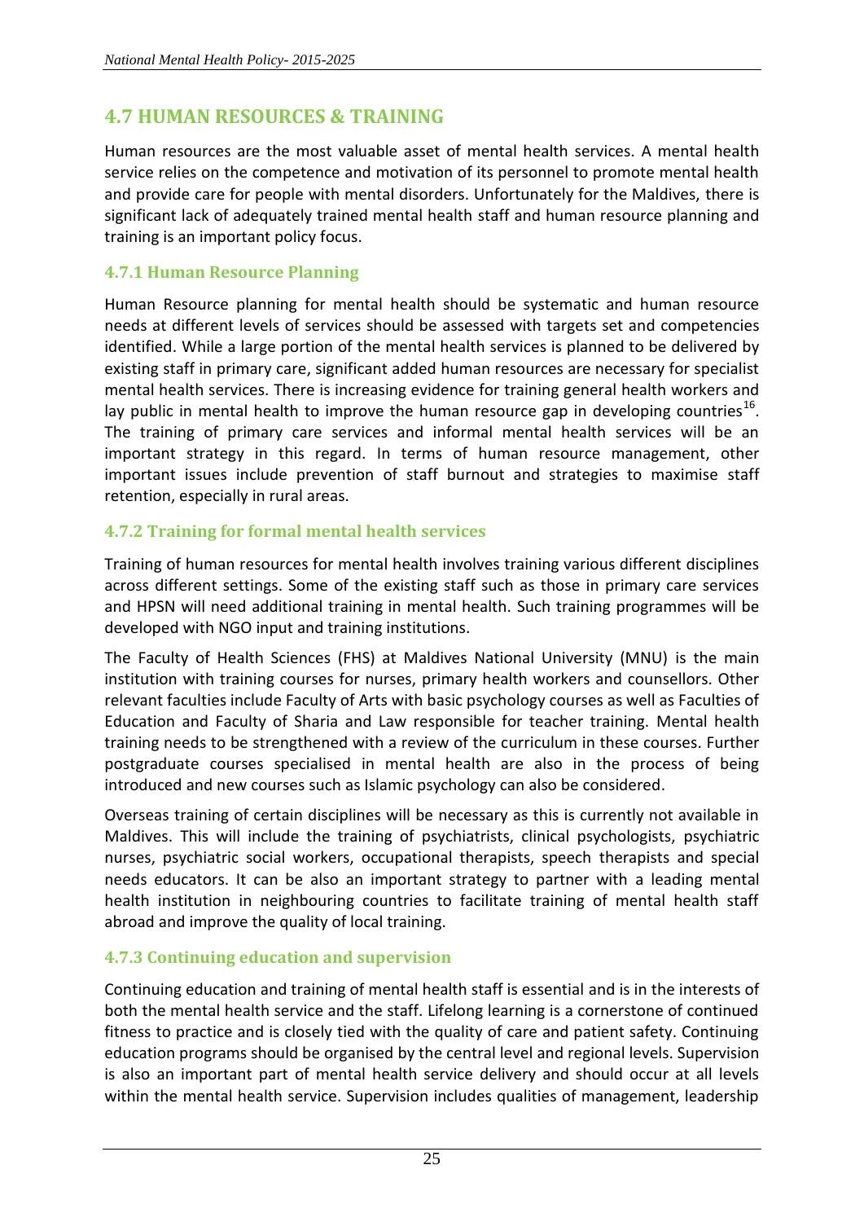## 4.7 HUMAN RESOURCES & TRAINING

Human resources are the most valuable asset of mental health services. A mental health service relies on the competence and motivation of its personnel to promote mental health and provide care for people with mental disorders. Unfortunately for the Maldives, there is significant lack of adequately trained mental health staff and human resource planning and training is an important policy focus.

### 4.7.1 Human Resource Planning

Human Resource planning for mental health should be systematic and human resource needs at different levels of services should be assessed with targets set and competencies identified. While a large portion of the mental health services is planned to be delivered by existing staff in primary care, significant added human resources are necessary for specialist mental health services. There is increasing evidence for training general health workers and lay public in mental health to improve the human resource gap in developing countries[16]. The training of primary care services and informal mental health services will be an important strategy in this regard. In terms of human resource management, other important issues include prevention of staff burnout and strategies to maximise staff retention, especially in rural areas.

### 4.7.2 Training for formal mental health services

Training of human resources for mental health involves training various different disciplines across different settings. Some of the existing staff such as those in primary care services and HPSN will need additional training in mental health. Such training programmes will be developed with NGO input and training institutions.

The Faculty of Health Sciences (FHS) at Maldives National University (MNU) is the main institution with training courses for nurses, primary health workers and counsellors. Other relevant faculties include Faculty of Arts with basic psychology courses as well as Faculties of Education and Faculty of Sharia and Law responsible for teacher training. Mental health training needs to be strengthened with a review of the curriculum in these courses. Further postgraduate courses specialised in mental health are also in the process of being introduced and new courses such as Islamic psychology can also be considered.

Overseas training of certain disciplines will be necessary as this is currently not available in Maldives. This will include the training of psychiatrists, clinical psychologists, psychiatric nurses, psychiatric social workers, occupational therapists, speech therapists and special needs educators. It can be also an important strategy to partner with a leading mental health institution in neighbouring countries to facilitate training of mental health staff abroad and improve the quality of local training.

### 4.7.3 Continuing education and supervision

Continuing education and training of mental health staff is essential and is in the interests of both the mental health service and the staff. Lifelong learning is a cornerstone of continued fitness to practice and is closely tied with the quality of care and patient safety. Continuing education programs should be organised by the central level and regional levels. Supervision is also an important part of mental health service delivery and should occur at all levels within the mental health service. Supervision includes qualities of management, leadership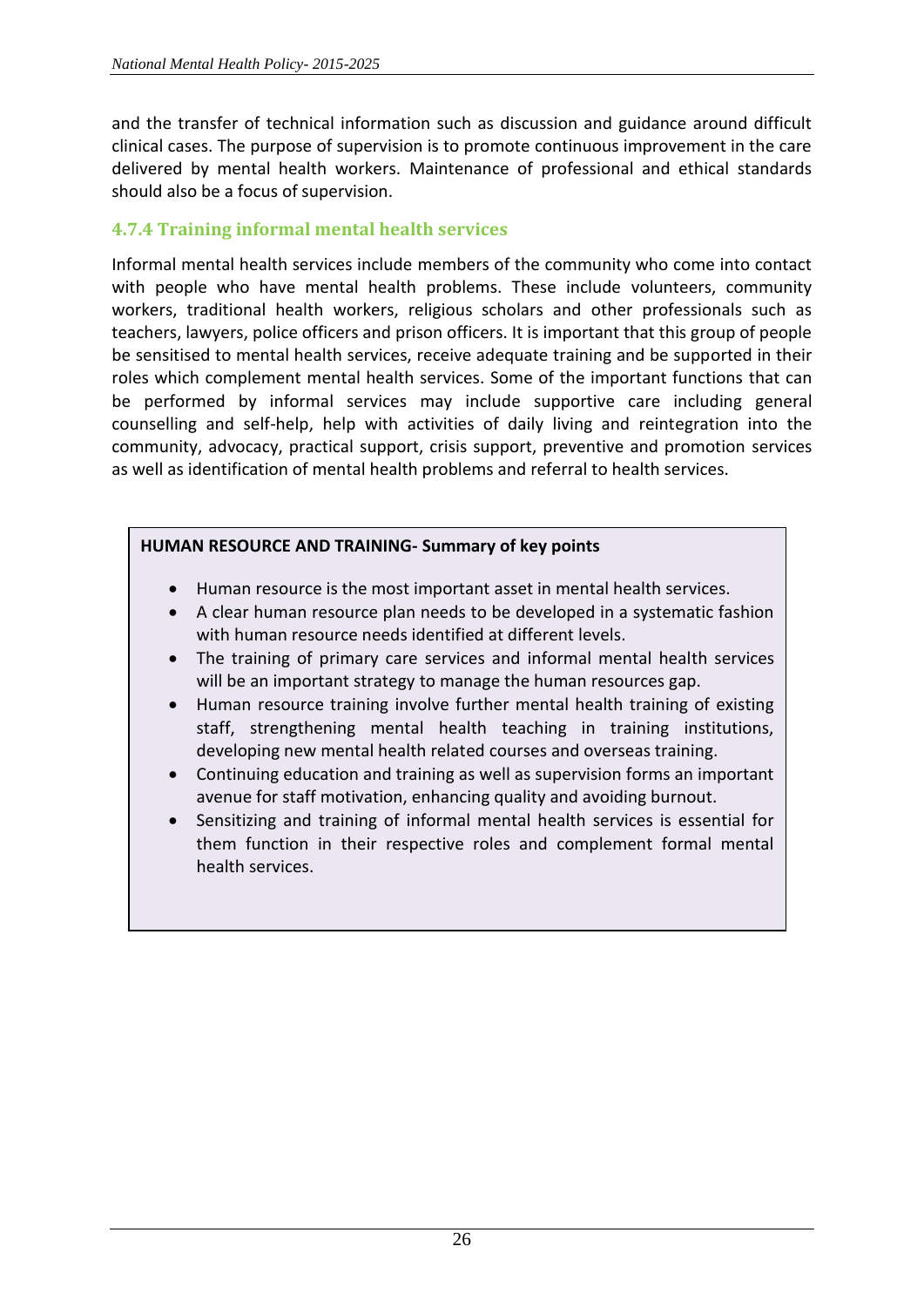and the transfer of technical information such as discussion and guidance around difficult clinical cases. The purpose of supervision is to promote continuous improvement in the care delivered by mental health workers. Maintenance of professional and ethical standards should also be a focus of supervision.

### 4.7.4 Training informal mental health services

Informal mental health services include members of the community who come into contact with people who have mental health problems. These include volunteers, community workers, traditional health workers, religious scholars and other professionals such as teachers, lawyers, police officers and prison officers. It is important that this group of people be sensitised to mental health services, receive adequate training and be supported in their roles which complement mental health services. Some of the important functions that can be performed by informal services may include supportive care including general counselling and self-help, help with activities of daily living and reintegration into the community, advocacy, practical support, crisis support, preventive and promotion services as well as identification of mental health problems and referral to health services.

**HUMAN RESOURCE AND TRAINING- Summary of key points**

- Human resource is the most important asset in mental health services.
- A clear human resource plan needs to be developed in a systematic fashion with human resource needs identified at different levels.
- The training of primary care services and informal mental health services will be an important strategy to manage the human resources gap.
- Human resource training involve further mental health training of existing staff, strengthening mental health teaching in training institutions, developing new mental health related courses and overseas training.
- Continuing education and training as well as supervision forms an important avenue for staff motivation, enhancing quality and avoiding burnout.
- Sensitizing and training of informal mental health services is essential for them function in their respective roles and complement formal mental health services.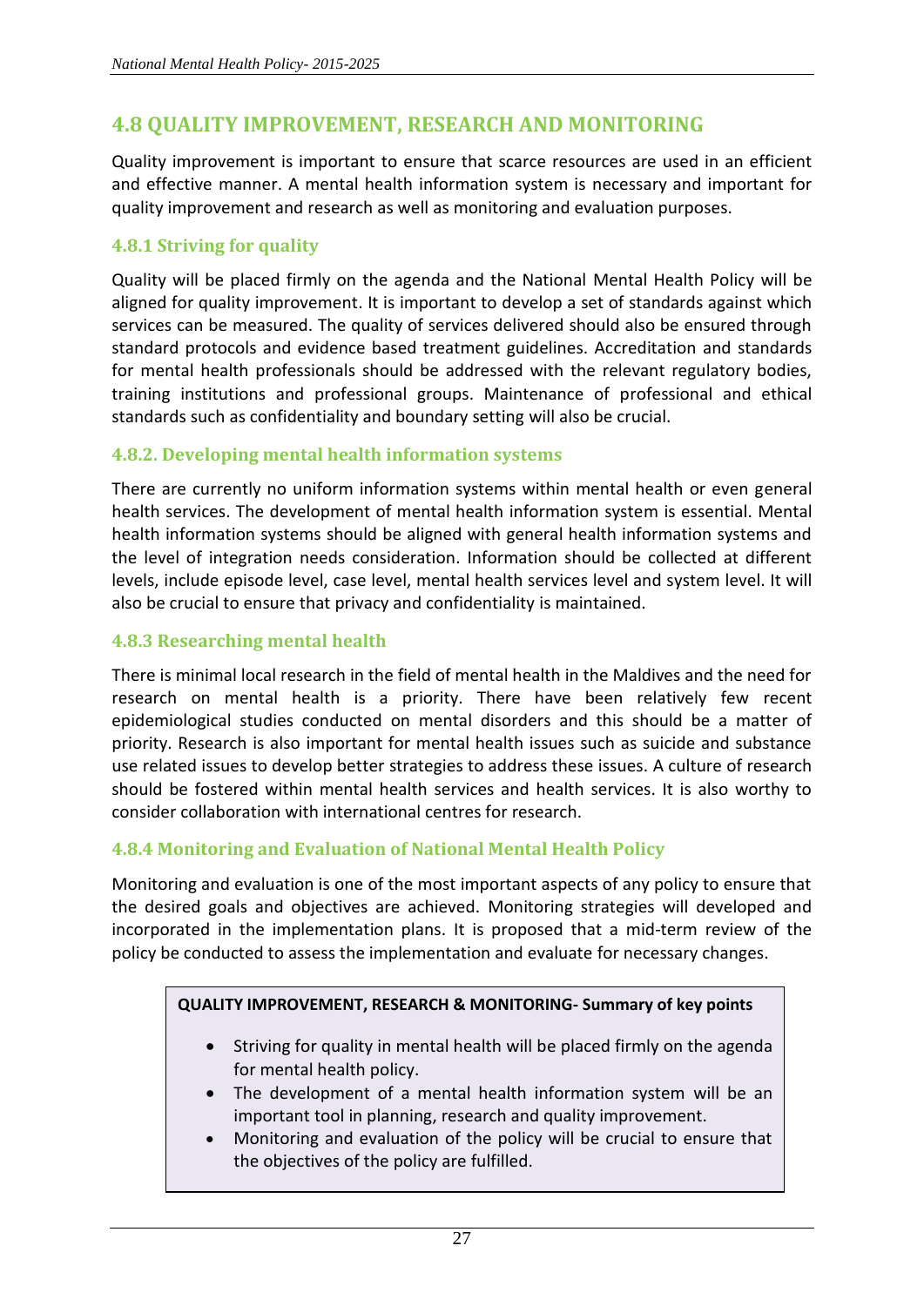## 4.8 QUALITY IMPROVEMENT, RESEARCH AND MONITORING

Quality improvement is important to ensure that scarce resources are used in an efficient and effective manner. A mental health information system is necessary and important for quality improvement and research as well as monitoring and evaluation purposes.

### 4.8.1 Striving for quality

Quality will be placed firmly on the agenda and the National Mental Health Policy will be aligned for quality improvement. It is important to develop a set of standards against which services can be measured. The quality of services delivered should also be ensured through standard protocols and evidence based treatment guidelines. Accreditation and standards for mental health professionals should be addressed with the relevant regulatory bodies, training institutions and professional groups. Maintenance of professional and ethical standards such as confidentiality and boundary setting will also be crucial.

### 4.8.2. Developing mental health information systems

There are currently no uniform information systems within mental health or even general health services. The development of mental health information system is essential. Mental health information systems should be aligned with general health information systems and the level of integration needs consideration. Information should be collected at different levels, include episode level, case level, mental health services level and system level. It will also be crucial to ensure that privacy and confidentiality is maintained.

### 4.8.3 Researching mental health

There is minimal local research in the field of mental health in the Maldives and the need for research on mental health is a priority. There have been relatively few recent epidemiological studies conducted on mental disorders and this should be a matter of priority. Research is also important for mental health issues such as suicide and substance use related issues to develop better strategies to address these issues. A culture of research should be fostered within mental health services and health services. It is also worthy to consider collaboration with international centres for research.

### 4.8.4 Monitoring and Evaluation of National Mental Health Policy

Monitoring and evaluation is one of the most important aspects of any policy to ensure that the desired goals and objectives are achieved. Monitoring strategies will developed and incorporated in the implementation plans. It is proposed that a mid-term review of the policy be conducted to assess the implementation and evaluate for necessary changes.

**QUALITY IMPROVEMENT, RESEARCH & MONITORING- Summary of key points**

- Striving for quality in mental health will be placed firmly on the agenda for mental health policy.
- The development of a mental health information system will be an important tool in planning, research and quality improvement.
- Monitoring and evaluation of the policy will be crucial to ensure that the objectives of the policy are fulfilled.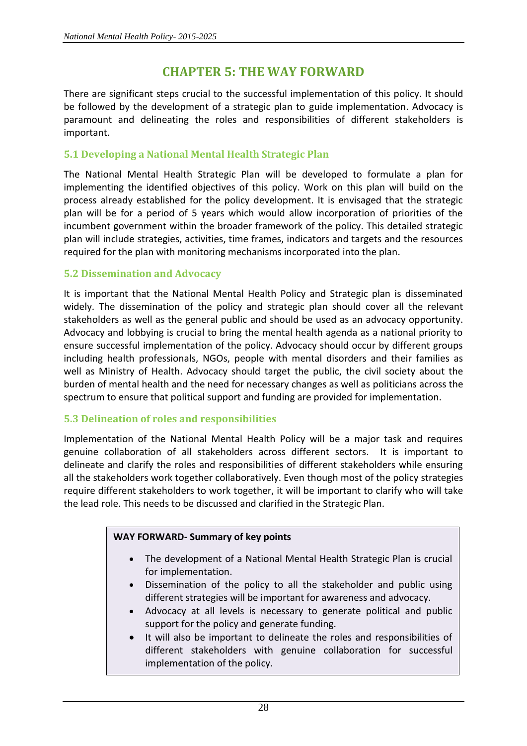# CHAPTER 5: THE WAY FORWARD

There are significant steps crucial to the successful implementation of this policy. It should be followed by the development of a strategic plan to guide implementation. Advocacy is paramount and delineating the roles and responsibilities of different stakeholders is important.

## 5.1 Developing a National Mental Health Strategic Plan

The National Mental Health Strategic Plan will be developed to formulate a plan for implementing the identified objectives of this policy. Work on this plan will build on the process already established for the policy development. It is envisaged that the strategic plan will be for a period of 5 years which would allow incorporation of priorities of the incumbent government within the broader framework of the policy. This detailed strategic plan will include strategies, activities, time frames, indicators and targets and the resources required for the plan with monitoring mechanisms incorporated into the plan.

## 5.2 Dissemination and Advocacy

It is important that the National Mental Health Policy and Strategic plan is disseminated widely. The dissemination of the policy and strategic plan should cover all the relevant stakeholders as well as the general public and should be used as an advocacy opportunity. Advocacy and lobbying is crucial to bring the mental health agenda as a national priority to ensure successful implementation of the policy. Advocacy should occur by different groups including health professionals, NGOs, people with mental disorders and their families as well as Ministry of Health. Advocacy should target the public, the civil society about the burden of mental health and the need for necessary changes as well as politicians across the spectrum to ensure that political support and funding are provided for implementation.

## 5.3 Delineation of roles and responsibilities

Implementation of the National Mental Health Policy will be a major task and requires genuine collaboration of all stakeholders across different sectors. It is important to delineate and clarify the roles and responsibilities of different stakeholders while ensuring all the stakeholders work together collaboratively. Even though most of the policy strategies require different stakeholders to work together, it will be important to clarify who will take the lead role. This needs to be discussed and clarified in the Strategic Plan.

**WAY FORWARD- Summary of key points**

- The development of a National Mental Health Strategic Plan is crucial for implementation.
- Dissemination of the policy to all the stakeholder and public using different strategies will be important for awareness and advocacy.
- Advocacy at all levels is necessary to generate political and public support for the policy and generate funding.
- It will also be important to delineate the roles and responsibilities of different stakeholders with genuine collaboration for successful implementation of the policy.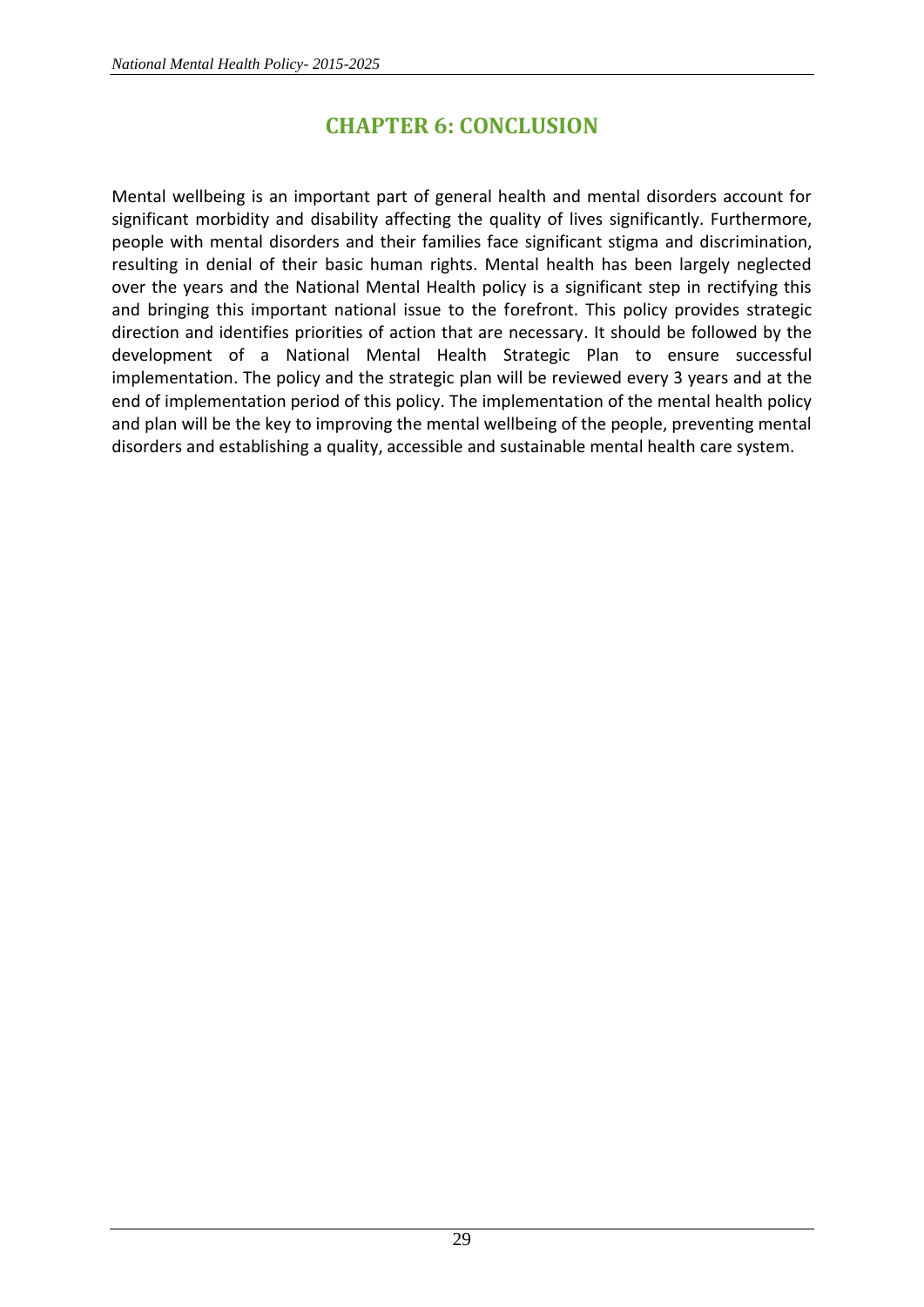# CHAPTER 6: CONCLUSION

Mental wellbeing is an important part of general health and mental disorders account for significant morbidity and disability affecting the quality of lives significantly. Furthermore, people with mental disorders and their families face significant stigma and discrimination, resulting in denial of their basic human rights. Mental health has been largely neglected over the years and the National Mental Health policy is a significant step in rectifying this and bringing this important national issue to the forefront. This policy provides strategic direction and identifies priorities of action that are necessary. It should be followed by the development of a National Mental Health Strategic Plan to ensure successful implementation. The policy and the strategic plan will be reviewed every 3 years and at the end of implementation period of this policy. The implementation of the mental health policy and plan will be the key to improving the mental wellbeing of the people, preventing mental disorders and establishing a quality, accessible and sustainable mental health care system.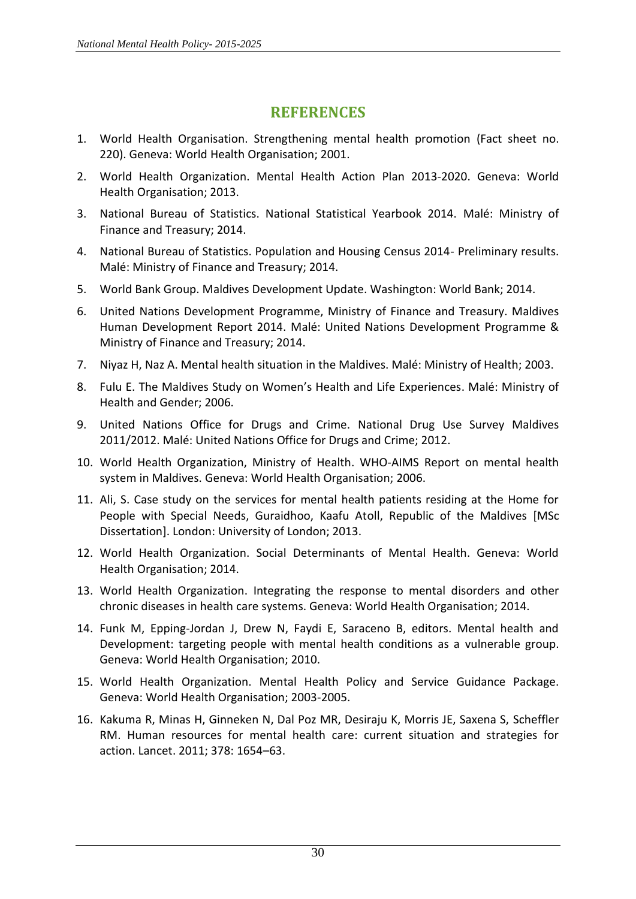## REFERENCES

1. World Health Organisation. Strengthening mental health promotion (Fact sheet no. 220). Geneva: World Health Organisation; 2001.
2. World Health Organization. Mental Health Action Plan 2013-2020. Geneva: World Health Organisation; 2013.
3. National Bureau of Statistics. National Statistical Yearbook 2014. Malé: Ministry of Finance and Treasury; 2014.
4. National Bureau of Statistics. Population and Housing Census 2014- Preliminary results. Malé: Ministry of Finance and Treasury; 2014.
5. World Bank Group. Maldives Development Update. Washington: World Bank; 2014.
6. United Nations Development Programme, Ministry of Finance and Treasury. Maldives Human Development Report 2014. Malé: United Nations Development Programme & Ministry of Finance and Treasury; 2014.
7. Niyaz H, Naz A. Mental health situation in the Maldives. Malé: Ministry of Health; 2003.
8. Fulu E. The Maldives Study on Women's Health and Life Experiences. Malé: Ministry of Health and Gender; 2006.
9. United Nations Office for Drugs and Crime. National Drug Use Survey Maldives 2011/2012. Malé: United Nations Office for Drugs and Crime; 2012.
10. World Health Organization, Ministry of Health. WHO-AIMS Report on mental health system in Maldives. Geneva: World Health Organisation; 2006.
11. Ali, S. Case study on the services for mental health patients residing at the Home for People with Special Needs, Guraidhoo, Kaafu Atoll, Republic of the Maldives [MSc Dissertation]. London: University of London; 2013.
12. World Health Organization. Social Determinants of Mental Health. Geneva: World Health Organisation; 2014.
13. World Health Organization. Integrating the response to mental disorders and other chronic diseases in health care systems. Geneva: World Health Organisation; 2014.
14. Funk M, Epping-Jordan J, Drew N, Faydi E, Saraceno B, editors. Mental health and Development: targeting people with mental health conditions as a vulnerable group. Geneva: World Health Organisation; 2010.
15. World Health Organization. Mental Health Policy and Service Guidance Package. Geneva: World Health Organisation; 2003-2005.
16. Kakuma R, Minas H, Ginneken N, Dal Poz MR, Desiraju K, Morris JE, Saxena S, Scheffler RM. Human resources for mental health care: current situation and strategies for action. Lancet. 2011; 378: 1654–63.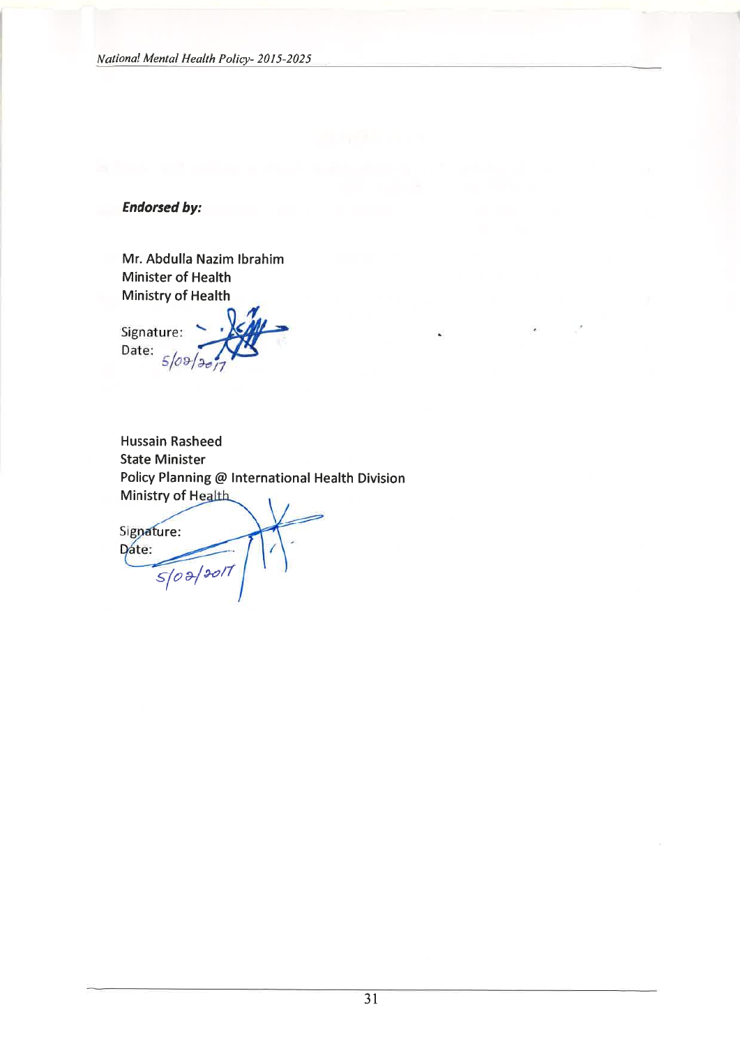***Endorsed by:***

Mr. Abdulla Nazim Ibrahim
Minister of Health
Ministry of Health

Signature:
Date: 5/02/2017

Hussain Rasheed
State Minister
Policy Planning @ International Health Division
Ministry of Health

Signature:
Date: 5/02/2017